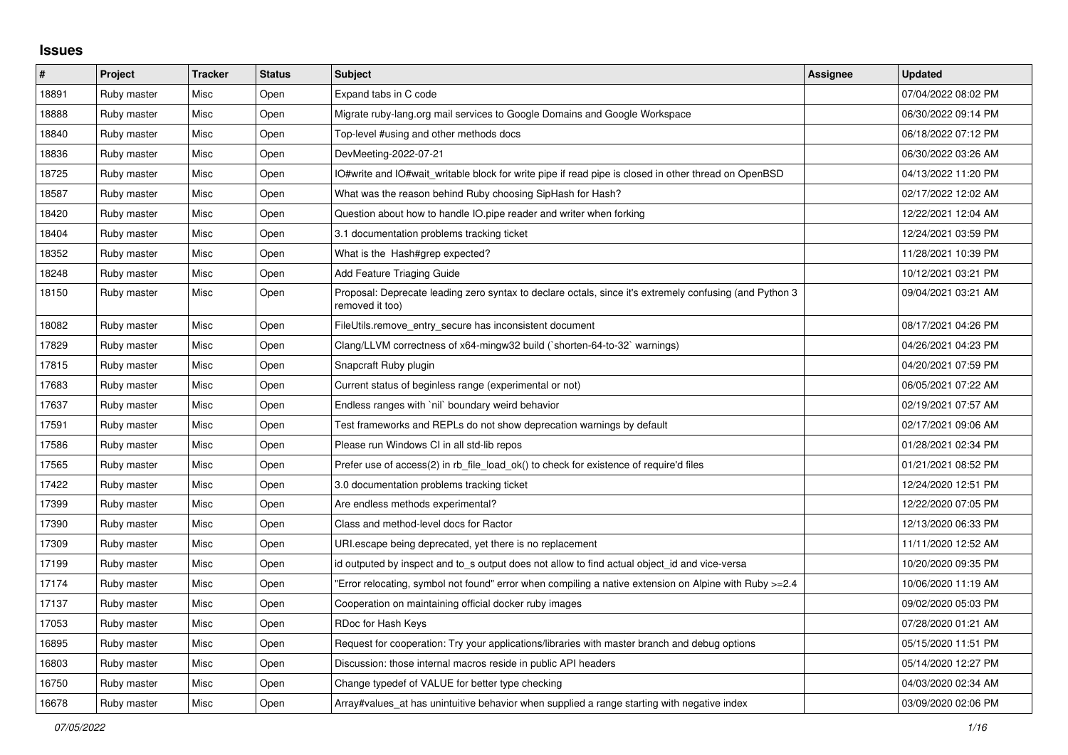## Issues

| # | Project | Tracker | Status | Subject | Assignee | Updated |
|---|---|---|---|---|---|---|
| 18891 | Ruby master | Misc | Open | Expand tabs in C code | | 07/04/2022 08:02 PM |
| 18888 | Ruby master | Misc | Open | Migrate ruby-lang.org mail services to Google Domains and Google Workspace | | 06/30/2022 09:14 PM |
| 18840 | Ruby master | Misc | Open | Top-level #using and other methods docs | | 06/18/2022 07:12 PM |
| 18836 | Ruby master | Misc | Open | DevMeeting-2022-07-21 | | 06/30/2022 03:26 AM |
| 18725 | Ruby master | Misc | Open | IO#write and IO#wait_writable block for write pipe if read pipe is closed in other thread on OpenBSD | | 04/13/2022 11:20 PM |
| 18587 | Ruby master | Misc | Open | What was the reason behind Ruby choosing SipHash for Hash? | | 02/17/2022 12:02 AM |
| 18420 | Ruby master | Misc | Open | Question about how to handle IO.pipe reader and writer when forking | | 12/22/2021 12:04 AM |
| 18404 | Ruby master | Misc | Open | 3.1 documentation problems tracking ticket | | 12/24/2021 03:59 PM |
| 18352 | Ruby master | Misc | Open | What is the Hash#grep expected? | | 11/28/2021 10:39 PM |
| 18248 | Ruby master | Misc | Open | Add Feature Triaging Guide | | 10/12/2021 03:21 PM |
| 18150 | Ruby master | Misc | Open | Proposal: Deprecate leading zero syntax to declare octals, since it's extremely confusing (and Python 3 removed it too) | | 09/04/2021 03:21 AM |
| 18082 | Ruby master | Misc | Open | FileUtils.remove_entry_secure has inconsistent document | | 08/17/2021 04:26 PM |
| 17829 | Ruby master | Misc | Open | Clang/LLVM correctness of x64-mingw32 build (`shorten-64-to-32` warnings) | | 04/26/2021 04:23 PM |
| 17815 | Ruby master | Misc | Open | Snapcraft Ruby plugin | | 04/20/2021 07:59 PM |
| 17683 | Ruby master | Misc | Open | Current status of beginless range (experimental or not) | | 06/05/2021 07:22 AM |
| 17637 | Ruby master | Misc | Open | Endless ranges with `nil` boundary weird behavior | | 02/19/2021 07:57 AM |
| 17591 | Ruby master | Misc | Open | Test frameworks and REPLs do not show deprecation warnings by default | | 02/17/2021 09:06 AM |
| 17586 | Ruby master | Misc | Open | Please run Windows CI in all std-lib repos | | 01/28/2021 02:34 PM |
| 17565 | Ruby master | Misc | Open | Prefer use of access(2) in rb_file_load_ok() to check for existence of require'd files | | 01/21/2021 08:52 PM |
| 17422 | Ruby master | Misc | Open | 3.0 documentation problems tracking ticket | | 12/24/2020 12:51 PM |
| 17399 | Ruby master | Misc | Open | Are endless methods experimental? | | 12/22/2020 07:05 PM |
| 17390 | Ruby master | Misc | Open | Class and method-level docs for Ractor | | 12/13/2020 06:33 PM |
| 17309 | Ruby master | Misc | Open | URI.escape being deprecated, yet there is no replacement | | 11/11/2020 12:52 AM |
| 17199 | Ruby master | Misc | Open | id outputed by inspect and to_s output does not allow to find actual object_id and vice-versa | | 10/20/2020 09:35 PM |
| 17174 | Ruby master | Misc | Open | "Error relocating, symbol not found" error when compiling a native extension on Alpine with Ruby >=2.4 | | 10/06/2020 11:19 AM |
| 17137 | Ruby master | Misc | Open | Cooperation on maintaining official docker ruby images | | 09/02/2020 05:03 PM |
| 17053 | Ruby master | Misc | Open | RDoc for Hash Keys | | 07/28/2020 01:21 AM |
| 16895 | Ruby master | Misc | Open | Request for cooperation: Try your applications/libraries with master branch and debug options | | 05/15/2020 11:51 PM |
| 16803 | Ruby master | Misc | Open | Discussion: those internal macros reside in public API headers | | 05/14/2020 12:27 PM |
| 16750 | Ruby master | Misc | Open | Change typedef of VALUE for better type checking | | 04/03/2020 02:34 AM |
| 16678 | Ruby master | Misc | Open | Array#values_at has unintuitive behavior when supplied a range starting with negative index | | 03/09/2020 02:06 PM |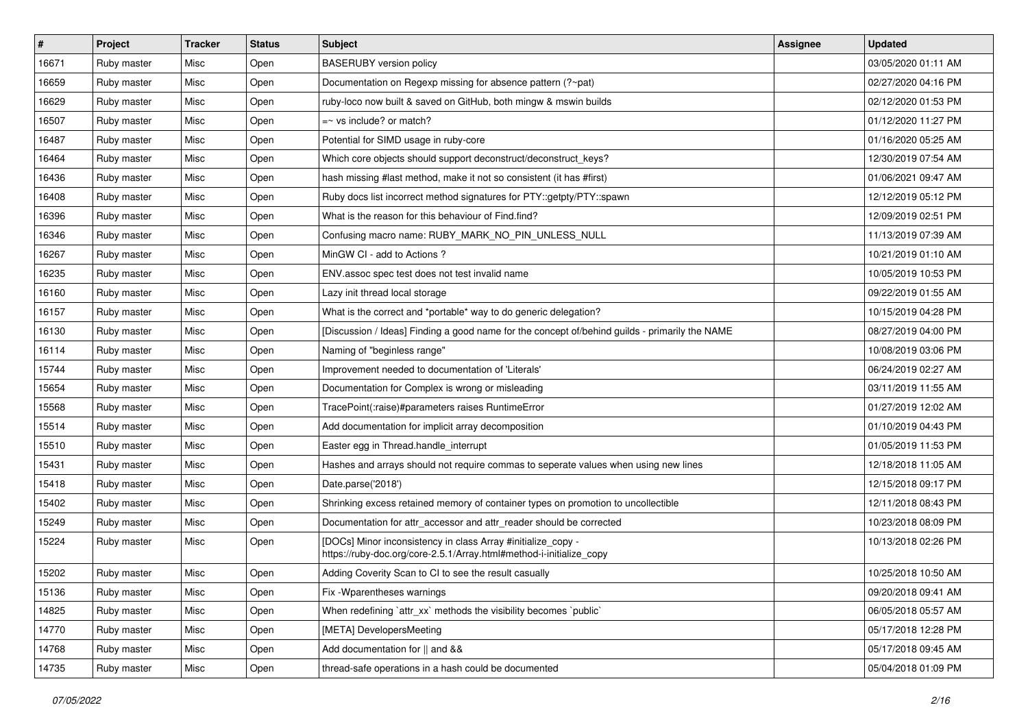| # | Project | Tracker | Status | Subject | Assignee | Updated |
|---|---|---|---|---|---|---|
| 16671 | Ruby master | Misc | Open | BASERUBY version policy | | 03/05/2020 01:11 AM |
| 16659 | Ruby master | Misc | Open | Documentation on Regexp missing for absence pattern (?~pat) | | 02/27/2020 04:16 PM |
| 16629 | Ruby master | Misc | Open | ruby-loco now built & saved on GitHub, both mingw & mswin builds | | 02/12/2020 01:53 PM |
| 16507 | Ruby master | Misc | Open | =~ vs include? or match? | | 01/12/2020 11:27 PM |
| 16487 | Ruby master | Misc | Open | Potential for SIMD usage in ruby-core | | 01/16/2020 05:25 AM |
| 16464 | Ruby master | Misc | Open | Which core objects should support deconstruct/deconstruct_keys? | | 12/30/2019 07:54 AM |
| 16436 | Ruby master | Misc | Open | hash missing #last method, make it not so consistent (it has #first) | | 01/06/2021 09:47 AM |
| 16408 | Ruby master | Misc | Open | Ruby docs list incorrect method signatures for PTY::getpty/PTY::spawn | | 12/12/2019 05:12 PM |
| 16396 | Ruby master | Misc | Open | What is the reason for this behaviour of Find.find? | | 12/09/2019 02:51 PM |
| 16346 | Ruby master | Misc | Open | Confusing macro name: RUBY_MARK_NO_PIN_UNLESS_NULL | | 11/13/2019 07:39 AM |
| 16267 | Ruby master | Misc | Open | MinGW CI - add to Actions ? | | 10/21/2019 01:10 AM |
| 16235 | Ruby master | Misc | Open | ENV.assoc spec test does not test invalid name | | 10/05/2019 10:53 PM |
| 16160 | Ruby master | Misc | Open | Lazy init thread local storage | | 09/22/2019 01:55 AM |
| 16157 | Ruby master | Misc | Open | What is the correct and *portable* way to do generic delegation? | | 10/15/2019 04:28 PM |
| 16130 | Ruby master | Misc | Open | [Discussion / Ideas] Finding a good name for the concept of/behind guilds - primarily the NAME | | 08/27/2019 04:00 PM |
| 16114 | Ruby master | Misc | Open | Naming of "beginless range" | | 10/08/2019 03:06 PM |
| 15744 | Ruby master | Misc | Open | Improvement needed to documentation of 'Literals' | | 06/24/2019 02:27 AM |
| 15654 | Ruby master | Misc | Open | Documentation for Complex is wrong or misleading | | 03/11/2019 11:55 AM |
| 15568 | Ruby master | Misc | Open | TracePoint(:raise)#parameters raises RuntimeError | | 01/27/2019 12:02 AM |
| 15514 | Ruby master | Misc | Open | Add documentation for implicit array decomposition | | 01/10/2019 04:43 PM |
| 15510 | Ruby master | Misc | Open | Easter egg in Thread.handle_interrupt | | 01/05/2019 11:53 PM |
| 15431 | Ruby master | Misc | Open | Hashes and arrays should not require commas to seperate values when using new lines | | 12/18/2018 11:05 AM |
| 15418 | Ruby master | Misc | Open | Date.parse('2018') | | 12/15/2018 09:17 PM |
| 15402 | Ruby master | Misc | Open | Shrinking excess retained memory of container types on promotion to uncollectible | | 12/11/2018 08:43 PM |
| 15249 | Ruby master | Misc | Open | Documentation for attr_accessor and attr_reader should be corrected | | 10/23/2018 08:09 PM |
| 15224 | Ruby master | Misc | Open | [DOCs] Minor inconsistency in class Array #initialize_copy - https://ruby-doc.org/core-2.5.1/Array.html#method-i-initialize_copy | | 10/13/2018 02:26 PM |
| 15202 | Ruby master | Misc | Open | Adding Coverity Scan to CI to see the result casually | | 10/25/2018 10:50 AM |
| 15136 | Ruby master | Misc | Open | Fix -Wparentheses warnings | | 09/20/2018 09:41 AM |
| 14825 | Ruby master | Misc | Open | When redefining `attr_xx` methods the visibility becomes `public` | | 06/05/2018 05:57 AM |
| 14770 | Ruby master | Misc | Open | [META] DevelopersMeeting | | 05/17/2018 12:28 PM |
| 14768 | Ruby master | Misc | Open | Add documentation for \|\| and && | | 05/17/2018 09:45 AM |
| 14735 | Ruby master | Misc | Open | thread-safe operations in a hash could be documented | | 05/04/2018 01:09 PM |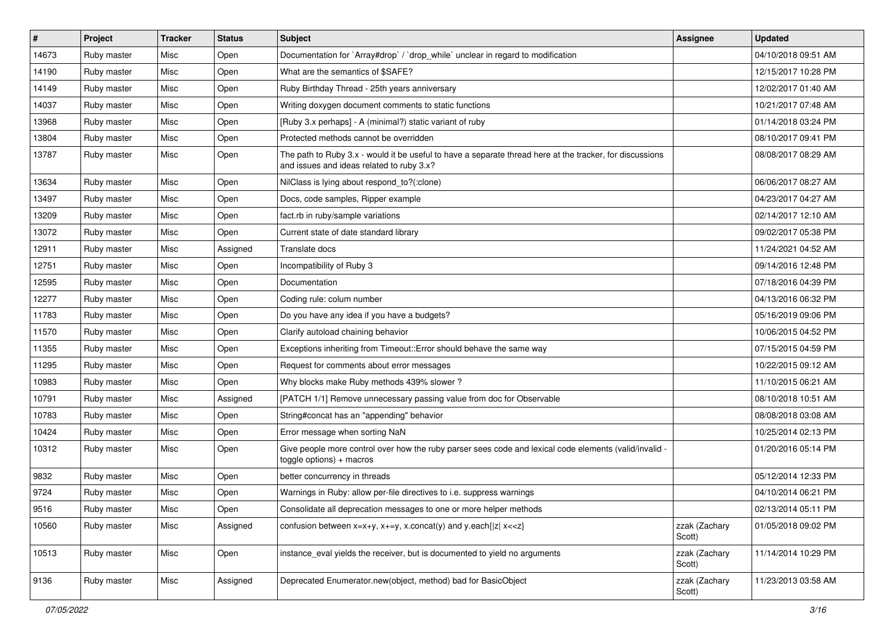| # | Project | Tracker | Status | Subject | Assignee | Updated |
|---|---|---|---|---|---|---|
| 14673 | Ruby master | Misc | Open | Documentation for `Array#drop` / `drop_while` unclear in regard to modification | | 04/10/2018 09:51 AM |
| 14190 | Ruby master | Misc | Open | What are the semantics of $SAFE? | | 12/15/2017 10:28 PM |
| 14149 | Ruby master | Misc | Open | Ruby Birthday Thread - 25th years anniversary | | 12/02/2017 01:40 AM |
| 14037 | Ruby master | Misc | Open | Writing doxygen document comments to static functions | | 10/21/2017 07:48 AM |
| 13968 | Ruby master | Misc | Open | [Ruby 3.x perhaps] - A (minimal?) static variant of ruby | | 01/14/2018 03:24 PM |
| 13804 | Ruby master | Misc | Open | Protected methods cannot be overridden | | 08/10/2017 09:41 PM |
| 13787 | Ruby master | Misc | Open | The path to Ruby 3.x - would it be useful to have a separate thread here at the tracker, for discussions and issues and ideas related to ruby 3.x? | | 08/08/2017 08:29 AM |
| 13634 | Ruby master | Misc | Open | NilClass is lying about respond_to?(:clone) | | 06/06/2017 08:27 AM |
| 13497 | Ruby master | Misc | Open | Docs, code samples, Ripper example | | 04/23/2017 04:27 AM |
| 13209 | Ruby master | Misc | Open | fact.rb in ruby/sample variations | | 02/14/2017 12:10 AM |
| 13072 | Ruby master | Misc | Open | Current state of date standard library | | 09/02/2017 05:38 PM |
| 12911 | Ruby master | Misc | Assigned | Translate docs | | 11/24/2021 04:52 AM |
| 12751 | Ruby master | Misc | Open | Incompatibility of Ruby 3 | | 09/14/2016 12:48 PM |
| 12595 | Ruby master | Misc | Open | Documentation | | 07/18/2016 04:39 PM |
| 12277 | Ruby master | Misc | Open | Coding rule: colum number | | 04/13/2016 06:32 PM |
| 11783 | Ruby master | Misc | Open | Do you have any idea if you have a budgets? | | 05/16/2019 09:06 PM |
| 11570 | Ruby master | Misc | Open | Clarify autoload chaining behavior | | 10/06/2015 04:52 PM |
| 11355 | Ruby master | Misc | Open | Exceptions inheriting from Timeout::Error should behave the same way | | 07/15/2015 04:59 PM |
| 11295 | Ruby master | Misc | Open | Request for comments about error messages | | 10/22/2015 09:12 AM |
| 10983 | Ruby master | Misc | Open | Why blocks make Ruby methods 439% slower ? | | 11/10/2015 06:21 AM |
| 10791 | Ruby master | Misc | Assigned | [PATCH 1/1] Remove unnecessary passing value from doc for Observable | | 08/10/2018 10:51 AM |
| 10783 | Ruby master | Misc | Open | String#concat has an "appending" behavior | | 08/08/2018 03:08 AM |
| 10424 | Ruby master | Misc | Open | Error message when sorting NaN | | 10/25/2014 02:13 PM |
| 10312 | Ruby master | Misc | Open | Give people more control over how the ruby parser sees code and lexical code elements (valid/invalid - toggle options) + macros | | 01/20/2016 05:14 PM |
| 9832 | Ruby master | Misc | Open | better concurrency in threads | | 05/12/2014 12:33 PM |
| 9724 | Ruby master | Misc | Open | Warnings in Ruby: allow per-file directives to i.e. suppress warnings | | 04/10/2014 06:21 PM |
| 9516 | Ruby master | Misc | Open | Consolidate all deprecation messages to one or more helper methods | | 02/13/2014 05:11 PM |
| 10560 | Ruby master | Misc | Assigned | confusion between x=x+y, x+=y, x.concat(y) and y.each{\|z\| x<<z} | zzak (Zachary Scott) | 01/05/2018 09:02 PM |
| 10513 | Ruby master | Misc | Open | instance_eval yields the receiver, but is documented to yield no arguments | zzak (Zachary Scott) | 11/14/2014 10:29 PM |
| 9136 | Ruby master | Misc | Assigned | Deprecated Enumerator.new(object, method) bad for BasicObject | zzak (Zachary Scott) | 11/23/2013 03:58 AM |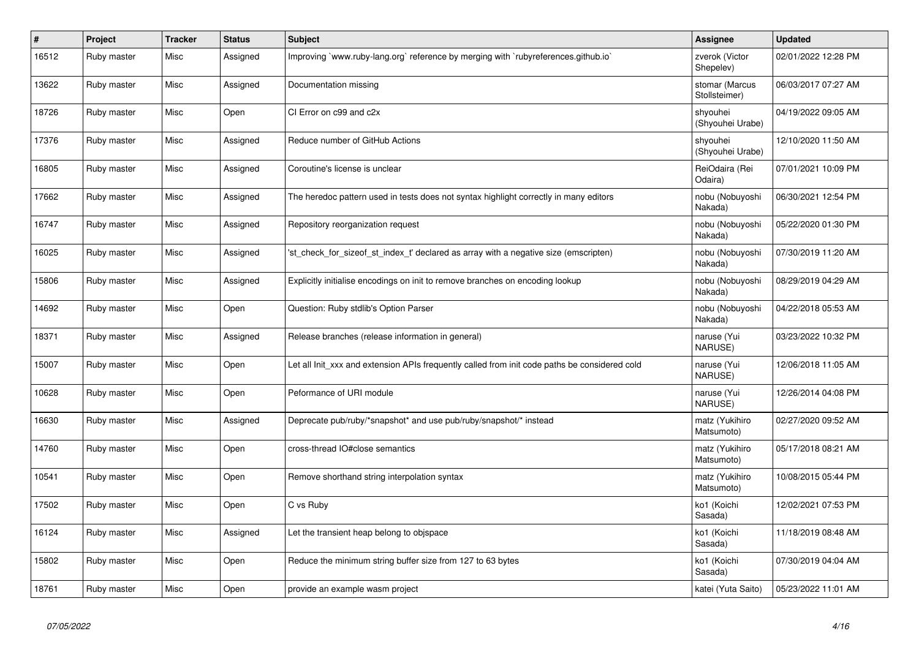| # | Project | Tracker | Status | Subject | Assignee | Updated |
|---|---|---|---|---|---|---|
| 16512 | Ruby master | Misc | Assigned | Improving `www.ruby-lang.org` reference by merging with `rubyreferences.github.io` | zverok (Victor Shepelev) | 02/01/2022 12:28 PM |
| 13622 | Ruby master | Misc | Assigned | Documentation missing | stomar (Marcus Stollsteimer) | 06/03/2017 07:27 AM |
| 18726 | Ruby master | Misc | Open | CI Error on c99 and c2x | shyouhei (Shyouhei Urabe) | 04/19/2022 09:05 AM |
| 17376 | Ruby master | Misc | Assigned | Reduce number of GitHub Actions | shyouhei (Shyouhei Urabe) | 12/10/2020 11:50 AM |
| 16805 | Ruby master | Misc | Assigned | Coroutine's license is unclear | ReiOdaira (Rei Odaira) | 07/01/2021 10:09 PM |
| 17662 | Ruby master | Misc | Assigned | The heredoc pattern used in tests does not syntax highlight correctly in many editors | nobu (Nobuyoshi Nakada) | 06/30/2021 12:54 PM |
| 16747 | Ruby master | Misc | Assigned | Repository reorganization request | nobu (Nobuyoshi Nakada) | 05/22/2020 01:30 PM |
| 16025 | Ruby master | Misc | Assigned | 'st_check_for_sizeof_st_index_t' declared as array with a negative size (emscripten) | nobu (Nobuyoshi Nakada) | 07/30/2019 11:20 AM |
| 15806 | Ruby master | Misc | Assigned | Explicitly initialise encodings on init to remove branches on encoding lookup | nobu (Nobuyoshi Nakada) | 08/29/2019 04:29 AM |
| 14692 | Ruby master | Misc | Open | Question: Ruby stdlib's Option Parser | nobu (Nobuyoshi Nakada) | 04/22/2018 05:53 AM |
| 18371 | Ruby master | Misc | Assigned | Release branches (release information in general) | naruse (Yui NARUSE) | 03/23/2022 10:32 PM |
| 15007 | Ruby master | Misc | Open | Let all Init_xxx and extension APIs frequently called from init code paths be considered cold | naruse (Yui NARUSE) | 12/06/2018 11:05 AM |
| 10628 | Ruby master | Misc | Open | Peformance of URI module | naruse (Yui NARUSE) | 12/26/2014 04:08 PM |
| 16630 | Ruby master | Misc | Assigned | Deprecate pub/ruby/*snapshot* and use pub/ruby/snapshot/* instead | matz (Yukihiro Matsumoto) | 02/27/2020 09:52 AM |
| 14760 | Ruby master | Misc | Open | cross-thread IO#close semantics | matz (Yukihiro Matsumoto) | 05/17/2018 08:21 AM |
| 10541 | Ruby master | Misc | Open | Remove shorthand string interpolation syntax | matz (Yukihiro Matsumoto) | 10/08/2015 05:44 PM |
| 17502 | Ruby master | Misc | Open | C vs Ruby | ko1 (Koichi Sasada) | 12/02/2021 07:53 PM |
| 16124 | Ruby master | Misc | Assigned | Let the transient heap belong to objspace | ko1 (Koichi Sasada) | 11/18/2019 08:48 AM |
| 15802 | Ruby master | Misc | Open | Reduce the minimum string buffer size from 127 to 63 bytes | ko1 (Koichi Sasada) | 07/30/2019 04:04 AM |
| 18761 | Ruby master | Misc | Open | provide an example wasm project | katei (Yuta Saito) | 05/23/2022 11:01 AM |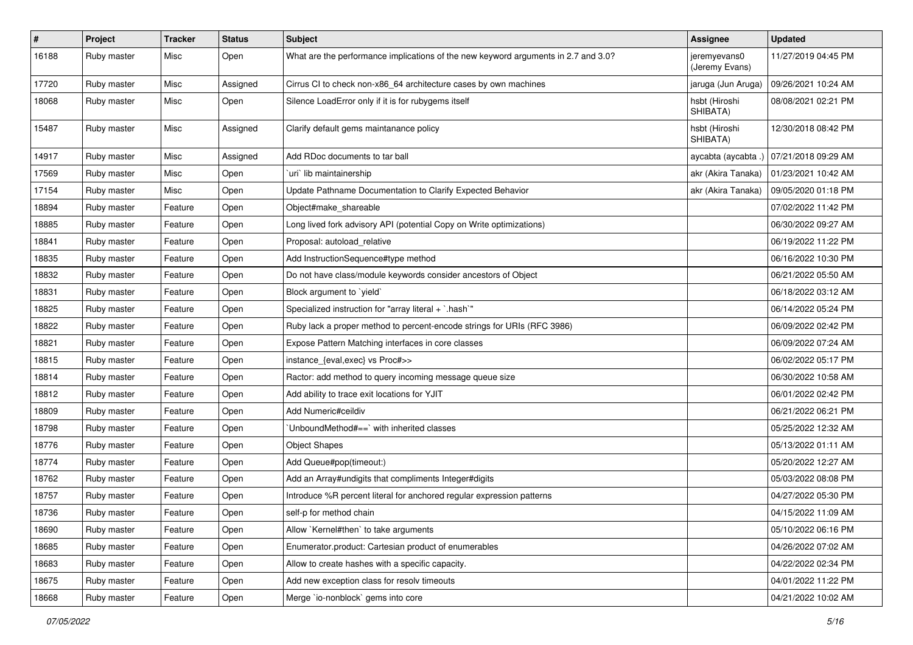| # | Project | Tracker | Status | Subject | Assignee | Updated |
|---|---|---|---|---|---|---|
| 16188 | Ruby master | Misc | Open | What are the performance implications of the new keyword arguments in 2.7 and 3.0? | jeremyevans0 (Jeremy Evans) | 11/27/2019 04:45 PM |
| 17720 | Ruby master | Misc | Assigned | Cirrus CI to check non-x86_64 architecture cases by own machines | jaruga (Jun Aruga) | 09/26/2021 10:24 AM |
| 18068 | Ruby master | Misc | Open | Silence LoadError only if it is for rubygems itself | hsbt (Hiroshi SHIBATA) | 08/08/2021 02:21 PM |
| 15487 | Ruby master | Misc | Assigned | Clarify default gems maintanance policy | hsbt (Hiroshi SHIBATA) | 12/30/2018 08:42 PM |
| 14917 | Ruby master | Misc | Assigned | Add RDoc documents to tar ball | aycabta (aycabta .) | 07/21/2018 09:29 AM |
| 17569 | Ruby master | Misc | Open | `uri` lib maintainership | akr (Akira Tanaka) | 01/23/2021 10:42 AM |
| 17154 | Ruby master | Misc | Open | Update Pathname Documentation to Clarify Expected Behavior | akr (Akira Tanaka) | 09/05/2020 01:18 PM |
| 18894 | Ruby master | Feature | Open | Object#make_shareable | | 07/02/2022 11:42 PM |
| 18885 | Ruby master | Feature | Open | Long lived fork advisory API (potential Copy on Write optimizations) | | 06/30/2022 09:27 AM |
| 18841 | Ruby master | Feature | Open | Proposal: autoload_relative | | 06/19/2022 11:22 PM |
| 18835 | Ruby master | Feature | Open | Add InstructionSequence#type method | | 06/16/2022 10:30 PM |
| 18832 | Ruby master | Feature | Open | Do not have class/module keywords consider ancestors of Object | | 06/21/2022 05:50 AM |
| 18831 | Ruby master | Feature | Open | Block argument to `yield` | | 06/18/2022 03:12 AM |
| 18825 | Ruby master | Feature | Open | Specialized instruction for "array literal + `.hash`" | | 06/14/2022 05:24 PM |
| 18822 | Ruby master | Feature | Open | Ruby lack a proper method to percent-encode strings for URIs (RFC 3986) | | 06/09/2022 02:42 PM |
| 18821 | Ruby master | Feature | Open | Expose Pattern Matching interfaces in core classes | | 06/09/2022 07:24 AM |
| 18815 | Ruby master | Feature | Open | instance_{eval,exec} vs Proc#>> | | 06/02/2022 05:17 PM |
| 18814 | Ruby master | Feature | Open | Ractor: add method to query incoming message queue size | | 06/30/2022 10:58 AM |
| 18812 | Ruby master | Feature | Open | Add ability to trace exit locations for YJIT | | 06/01/2022 02:42 PM |
| 18809 | Ruby master | Feature | Open | Add Numeric#ceildiv | | 06/21/2022 06:21 PM |
| 18798 | Ruby master | Feature | Open | `UnboundMethod#==` with inherited classes | | 05/25/2022 12:32 AM |
| 18776 | Ruby master | Feature | Open | Object Shapes | | 05/13/2022 01:11 AM |
| 18774 | Ruby master | Feature | Open | Add Queue#pop(timeout:) | | 05/20/2022 12:27 AM |
| 18762 | Ruby master | Feature | Open | Add an Array#undigits that compliments Integer#digits | | 05/03/2022 08:08 PM |
| 18757 | Ruby master | Feature | Open | Introduce %R percent literal for anchored regular expression patterns | | 04/27/2022 05:30 PM |
| 18736 | Ruby master | Feature | Open | self-p for method chain | | 04/15/2022 11:09 AM |
| 18690 | Ruby master | Feature | Open | Allow `Kernel#then` to take arguments | | 05/10/2022 06:16 PM |
| 18685 | Ruby master | Feature | Open | Enumerator.product: Cartesian product of enumerables | | 04/26/2022 07:02 AM |
| 18683 | Ruby master | Feature | Open | Allow to create hashes with a specific capacity. | | 04/22/2022 02:34 PM |
| 18675 | Ruby master | Feature | Open | Add new exception class for resolv timeouts | | 04/01/2022 11:22 PM |
| 18668 | Ruby master | Feature | Open | Merge `io-nonblock` gems into core | | 04/21/2022 10:02 AM |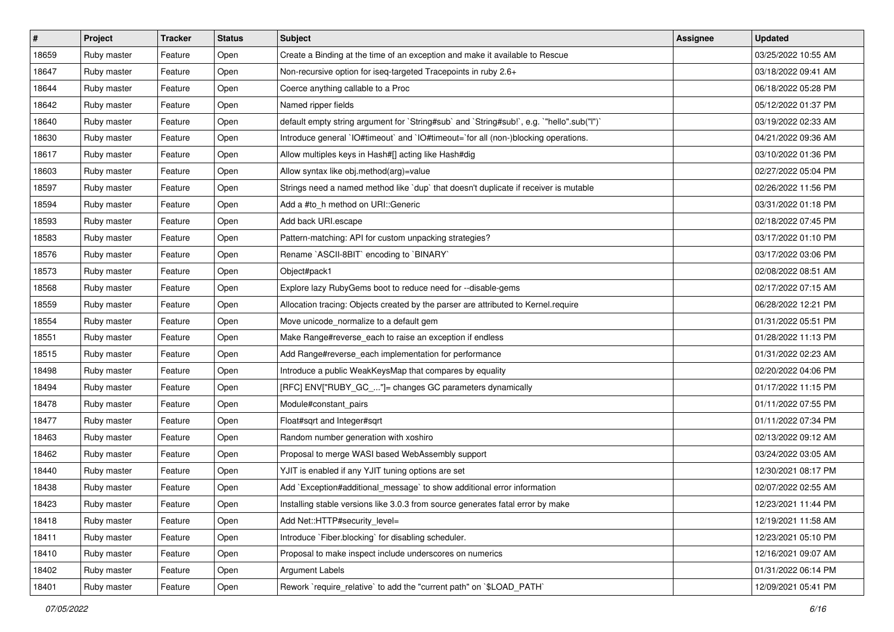| # | Project | Tracker | Status | Subject | Assignee | Updated |
|---|---|---|---|---|---|---|
| 18659 | Ruby master | Feature | Open | Create a Binding at the time of an exception and make it available to Rescue | | 03/25/2022 10:55 AM |
| 18647 | Ruby master | Feature | Open | Non-recursive option for iseq-targeted Tracepoints in ruby 2.6+ | | 03/18/2022 09:41 AM |
| 18644 | Ruby master | Feature | Open | Coerce anything callable to a Proc | | 06/18/2022 05:28 PM |
| 18642 | Ruby master | Feature | Open | Named ripper fields | | 05/12/2022 01:37 PM |
| 18640 | Ruby master | Feature | Open | default empty string argument for `String#sub` and `String#sub!`, e.g. `"hello".sub("l")` | | 03/19/2022 02:33 AM |
| 18630 | Ruby master | Feature | Open | Introduce general `IO#timeout` and `IO#timeout=`for all (non-)blocking operations. | | 04/21/2022 09:36 AM |
| 18617 | Ruby master | Feature | Open | Allow multiples keys in Hash#[] acting like Hash#dig | | 03/10/2022 01:36 PM |
| 18603 | Ruby master | Feature | Open | Allow syntax like obj.method(arg)=value | | 02/27/2022 05:04 PM |
| 18597 | Ruby master | Feature | Open | Strings need a named method like `dup` that doesn't duplicate if receiver is mutable | | 02/26/2022 11:56 PM |
| 18594 | Ruby master | Feature | Open | Add a #to_h method on URI::Generic | | 03/31/2022 01:18 PM |
| 18593 | Ruby master | Feature | Open | Add back URI.escape | | 02/18/2022 07:45 PM |
| 18583 | Ruby master | Feature | Open | Pattern-matching: API for custom unpacking strategies? | | 03/17/2022 01:10 PM |
| 18576 | Ruby master | Feature | Open | Rename `ASCII-8BIT` encoding to `BINARY` | | 03/17/2022 03:06 PM |
| 18573 | Ruby master | Feature | Open | Object#pack1 | | 02/08/2022 08:51 AM |
| 18568 | Ruby master | Feature | Open | Explore lazy RubyGems boot to reduce need for --disable-gems | | 02/17/2022 07:15 AM |
| 18559 | Ruby master | Feature | Open | Allocation tracing: Objects created by the parser are attributed to Kernel.require | | 06/28/2022 12:21 PM |
| 18554 | Ruby master | Feature | Open | Move unicode_normalize to a default gem | | 01/31/2022 05:51 PM |
| 18551 | Ruby master | Feature | Open | Make Range#reverse_each to raise an exception if endless | | 01/28/2022 11:13 PM |
| 18515 | Ruby master | Feature | Open | Add Range#reverse_each implementation for performance | | 01/31/2022 02:23 AM |
| 18498 | Ruby master | Feature | Open | Introduce a public WeakKeysMap that compares by equality | | 02/20/2022 04:06 PM |
| 18494 | Ruby master | Feature | Open | [RFC] ENV["RUBY_GC_..."]= changes GC parameters dynamically | | 01/17/2022 11:15 PM |
| 18478 | Ruby master | Feature | Open | Module#constant_pairs | | 01/11/2022 07:55 PM |
| 18477 | Ruby master | Feature | Open | Float#sqrt and Integer#sqrt | | 01/11/2022 07:34 PM |
| 18463 | Ruby master | Feature | Open | Random number generation with xoshiro | | 02/13/2022 09:12 AM |
| 18462 | Ruby master | Feature | Open | Proposal to merge WASI based WebAssembly support | | 03/24/2022 03:05 AM |
| 18440 | Ruby master | Feature | Open | YJIT is enabled if any YJIT tuning options are set | | 12/30/2021 08:17 PM |
| 18438 | Ruby master | Feature | Open | Add `Exception#additional_message` to show additional error information | | 02/07/2022 02:55 AM |
| 18423 | Ruby master | Feature | Open | Installing stable versions like 3.0.3 from source generates fatal error by make | | 12/23/2021 11:44 PM |
| 18418 | Ruby master | Feature | Open | Add Net::HTTP#security_level= | | 12/19/2021 11:58 AM |
| 18411 | Ruby master | Feature | Open | Introduce `Fiber.blocking` for disabling scheduler. | | 12/23/2021 05:10 PM |
| 18410 | Ruby master | Feature | Open | Proposal to make inspect include underscores on numerics | | 12/16/2021 09:07 AM |
| 18402 | Ruby master | Feature | Open | Argument Labels | | 01/31/2022 06:14 PM |
| 18401 | Ruby master | Feature | Open | Rework `require_relative` to add the "current path" on `$LOAD_PATH` | | 12/09/2021 05:41 PM |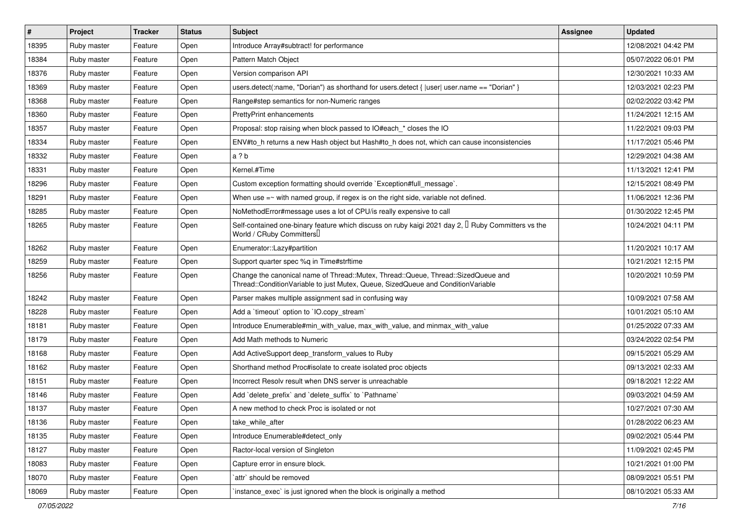| # | Project | Tracker | Status | Subject | Assignee | Updated |
|---|---|---|---|---|---|---|
| 18395 | Ruby master | Feature | Open | Introduce Array#subtract! for performance | | 12/08/2021 04:42 PM |
| 18384 | Ruby master | Feature | Open | Pattern Match Object | | 05/07/2022 06:01 PM |
| 18376 | Ruby master | Feature | Open | Version comparison API | | 12/30/2021 10:33 AM |
| 18369 | Ruby master | Feature | Open | users.detect(:name, "Dorian") as shorthand for users.detect { \|user\| user.name == "Dorian" } | | 12/03/2021 02:23 PM |
| 18368 | Ruby master | Feature | Open | Range#step semantics for non-Numeric ranges | | 02/02/2022 03:42 PM |
| 18360 | Ruby master | Feature | Open | PrettyPrint enhancements | | 11/24/2021 12:15 AM |
| 18357 | Ruby master | Feature | Open | Proposal: stop raising when block passed to IO#each_* closes the IO | | 11/22/2021 09:03 PM |
| 18334 | Ruby master | Feature | Open | ENV#to_h returns a new Hash object but Hash#to_h does not, which can cause inconsistencies | | 11/17/2021 05:46 PM |
| 18332 | Ruby master | Feature | Open | a ? b | | 12/29/2021 04:38 AM |
| 18331 | Ruby master | Feature | Open | Kernel.#Time | | 11/13/2021 12:41 PM |
| 18296 | Ruby master | Feature | Open | Custom exception formatting should override `Exception#full_message`. | | 12/15/2021 08:49 PM |
| 18291 | Ruby master | Feature | Open | When use =~ with named group, if regex is on the right side, variable not defined. | | 11/06/2021 12:36 PM |
| 18285 | Ruby master | Feature | Open | NoMethodError#message uses a lot of CPU/is really expensive to call | | 01/30/2022 12:45 PM |
| 18265 | Ruby master | Feature | Open | Self-contained one-binary feature which discuss on ruby kaigi 2021 day 2, 「Ruby Committers vs the World / CRuby Committers」 | | 10/24/2021 04:11 PM |
| 18262 | Ruby master | Feature | Open | Enumerator::Lazy#partition | | 11/20/2021 10:17 AM |
| 18259 | Ruby master | Feature | Open | Support quarter spec %q in Time#strftime | | 10/21/2021 12:15 PM |
| 18256 | Ruby master | Feature | Open | Change the canonical name of Thread::Mutex, Thread::Queue, Thread::SizedQueue and Thread::ConditionVariable to just Mutex, Queue, SizedQueue and ConditionVariable | | 10/20/2021 10:59 PM |
| 18242 | Ruby master | Feature | Open | Parser makes multiple assignment sad in confusing way | | 10/09/2021 07:58 AM |
| 18228 | Ruby master | Feature | Open | Add a `timeout` option to `IO.copy_stream` | | 10/01/2021 05:10 AM |
| 18181 | Ruby master | Feature | Open | Introduce Enumerable#min_with_value, max_with_value, and minmax_with_value | | 01/25/2022 07:33 AM |
| 18179 | Ruby master | Feature | Open | Add Math methods to Numeric | | 03/24/2022 02:54 PM |
| 18168 | Ruby master | Feature | Open | Add ActiveSupport deep_transform_values to Ruby | | 09/15/2021 05:29 AM |
| 18162 | Ruby master | Feature | Open | Shorthand method Proc#isolate to create isolated proc objects | | 09/13/2021 02:33 AM |
| 18151 | Ruby master | Feature | Open | Incorrect Resolv result when DNS server is unreachable | | 09/18/2021 12:22 AM |
| 18146 | Ruby master | Feature | Open | Add `delete_prefix` and `delete_suffix` to `Pathname` | | 09/03/2021 04:59 AM |
| 18137 | Ruby master | Feature | Open | A new method to check Proc is isolated or not | | 10/27/2021 07:30 AM |
| 18136 | Ruby master | Feature | Open | take_while_after | | 01/28/2022 06:23 AM |
| 18135 | Ruby master | Feature | Open | Introduce Enumerable#detect_only | | 09/02/2021 05:44 PM |
| 18127 | Ruby master | Feature | Open | Ractor-local version of Singleton | | 11/09/2021 02:45 PM |
| 18083 | Ruby master | Feature | Open | Capture error in ensure block. | | 10/21/2021 01:00 PM |
| 18070 | Ruby master | Feature | Open | `attr` should be removed | | 08/09/2021 05:51 PM |
| 18069 | Ruby master | Feature | Open | `instance_exec` is just ignored when the block is originally a method | | 08/10/2021 05:33 AM |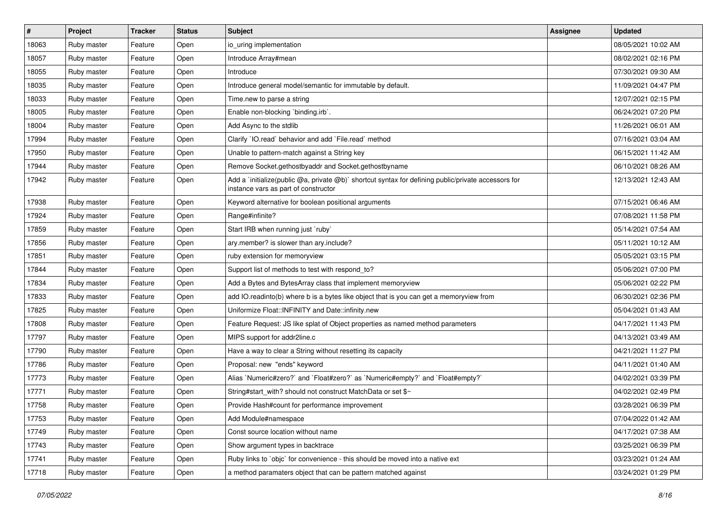| # | Project | Tracker | Status | Subject | Assignee | Updated |
|---|---|---|---|---|---|---|
| 18063 | Ruby master | Feature | Open | io_uring implementation | | 08/05/2021 10:02 AM |
| 18057 | Ruby master | Feature | Open | Introduce Array#mean | | 08/02/2021 02:16 PM |
| 18055 | Ruby master | Feature | Open | Introduce | | 07/30/2021 09:30 AM |
| 18035 | Ruby master | Feature | Open | Introduce general model/semantic for immutable by default. | | 11/09/2021 04:47 PM |
| 18033 | Ruby master | Feature | Open | Time.new to parse a string | | 12/07/2021 02:15 PM |
| 18005 | Ruby master | Feature | Open | Enable non-blocking `binding.irb`. | | 06/24/2021 07:20 PM |
| 18004 | Ruby master | Feature | Open | Add Async to the stdlib | | 11/26/2021 06:01 AM |
| 17994 | Ruby master | Feature | Open | Clarify `IO.read` behavior and add `File.read` method | | 07/16/2021 03:04 AM |
| 17950 | Ruby master | Feature | Open | Unable to pattern-match against a String key | | 06/15/2021 11:42 AM |
| 17944 | Ruby master | Feature | Open | Remove Socket.gethostbyaddr and Socket.gethostbyname | | 06/10/2021 08:26 AM |
| 17942 | Ruby master | Feature | Open | Add a `initialize(public @a, private @b)` shortcut syntax for defining public/private accessors for instance vars as part of constructor | | 12/13/2021 12:43 AM |
| 17938 | Ruby master | Feature | Open | Keyword alternative for boolean positional arguments | | 07/15/2021 06:46 AM |
| 17924 | Ruby master | Feature | Open | Range#infinite? | | 07/08/2021 11:58 PM |
| 17859 | Ruby master | Feature | Open | Start IRB when running just `ruby` | | 05/14/2021 07:54 AM |
| 17856 | Ruby master | Feature | Open | ary.member? is slower than ary.include? | | 05/11/2021 10:12 AM |
| 17851 | Ruby master | Feature | Open | ruby extension for memoryview | | 05/05/2021 03:15 PM |
| 17844 | Ruby master | Feature | Open | Support list of methods to test with respond_to? | | 05/06/2021 07:00 PM |
| 17834 | Ruby master | Feature | Open | Add a Bytes and BytesArray class that implement memoryview | | 05/06/2021 02:22 PM |
| 17833 | Ruby master | Feature | Open | add IO.readinto(b) where b is a bytes like object that is you can get a memoryview from | | 06/30/2021 02:36 PM |
| 17825 | Ruby master | Feature | Open | Uniformize Float::INFINITY and Date::infinity.new | | 05/04/2021 01:43 AM |
| 17808 | Ruby master | Feature | Open | Feature Request: JS like splat of Object properties as named method parameters | | 04/17/2021 11:43 PM |
| 17797 | Ruby master | Feature | Open | MIPS support for addr2line.c | | 04/13/2021 03:49 AM |
| 17790 | Ruby master | Feature | Open | Have a way to clear a String without resetting its capacity | | 04/21/2021 11:27 PM |
| 17786 | Ruby master | Feature | Open | Proposal: new "ends" keyword | | 04/11/2021 01:40 AM |
| 17773 | Ruby master | Feature | Open | Alias `Numeric#zero?` and `Float#zero?` as `Numeric#empty?` and `Float#empty?` | | 04/02/2021 03:39 PM |
| 17771 | Ruby master | Feature | Open | String#start_with? should not construct MatchData or set $~ | | 04/02/2021 02:49 PM |
| 17758 | Ruby master | Feature | Open | Provide Hash#count for performance improvement | | 03/28/2021 06:39 PM |
| 17753 | Ruby master | Feature | Open | Add Module#namespace | | 07/04/2022 01:42 AM |
| 17749 | Ruby master | Feature | Open | Const source location without name | | 04/17/2021 07:38 AM |
| 17743 | Ruby master | Feature | Open | Show argument types in backtrace | | 03/25/2021 06:39 PM |
| 17741 | Ruby master | Feature | Open | Ruby links to `objc` for convenience - this should be moved into a native ext | | 03/23/2021 01:24 AM |
| 17718 | Ruby master | Feature | Open | a method paramaters object that can be pattern matched against | | 03/24/2021 01:29 PM |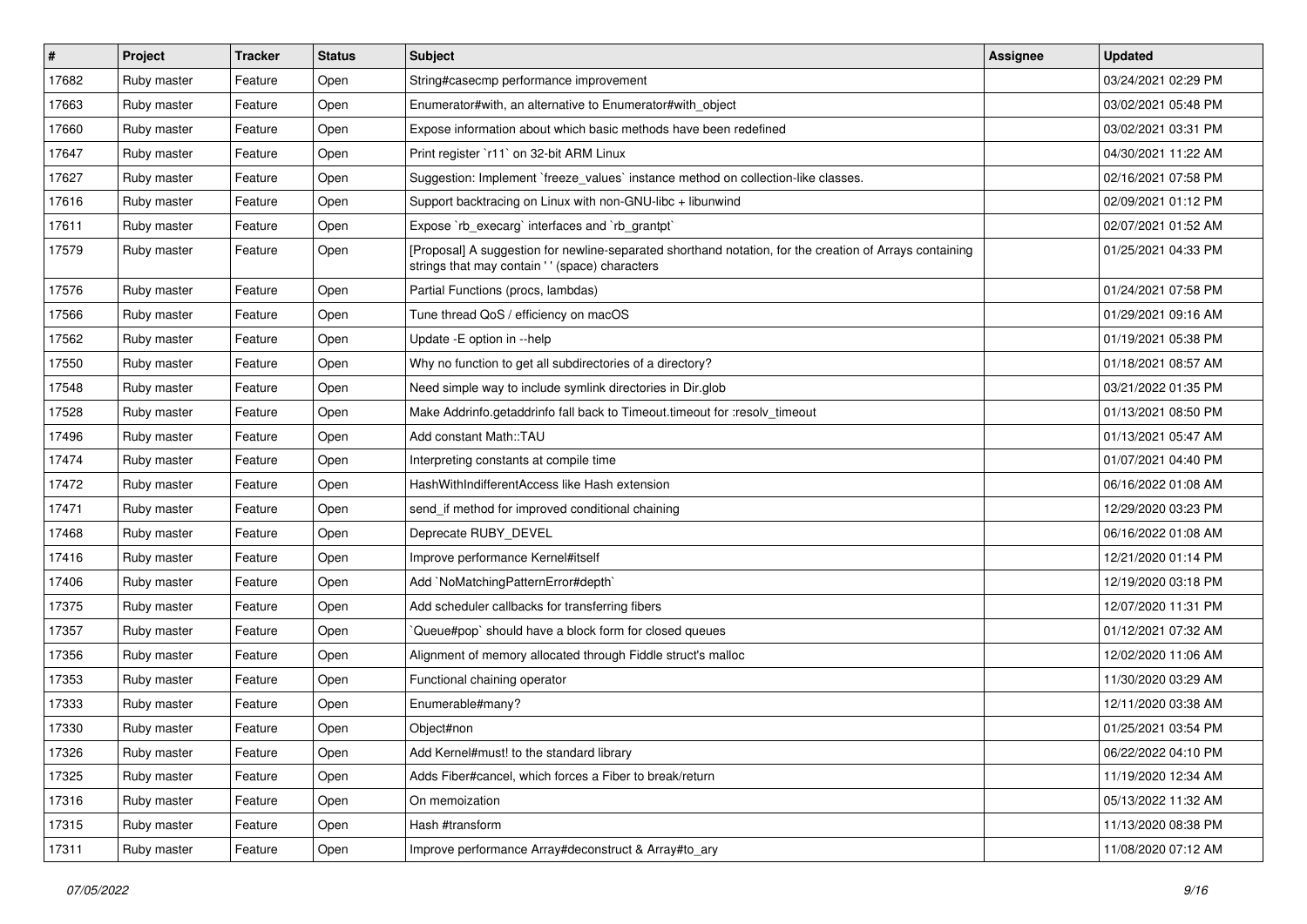| # | Project | Tracker | Status | Subject | Assignee | Updated |
|---|---|---|---|---|---|---|
| 17682 | Ruby master | Feature | Open | String#casecmp performance improvement | | 03/24/2021 02:29 PM |
| 17663 | Ruby master | Feature | Open | Enumerator#with, an alternative to Enumerator#with_object | | 03/02/2021 05:48 PM |
| 17660 | Ruby master | Feature | Open | Expose information about which basic methods have been redefined | | 03/02/2021 03:31 PM |
| 17647 | Ruby master | Feature | Open | Print register `r11` on 32-bit ARM Linux | | 04/30/2021 11:22 AM |
| 17627 | Ruby master | Feature | Open | Suggestion: Implement `freeze_values` instance method on collection-like classes. | | 02/16/2021 07:58 PM |
| 17616 | Ruby master | Feature | Open | Support backtracing on Linux with non-GNU-libc + libunwind | | 02/09/2021 01:12 PM |
| 17611 | Ruby master | Feature | Open | Expose `rb_execarg` interfaces and `rb_grantpt` | | 02/07/2021 01:52 AM |
| 17579 | Ruby master | Feature | Open | [Proposal] A suggestion for newline-separated shorthand notation, for the creation of Arrays containing strings that may contain ' ' (space) characters | | 01/25/2021 04:33 PM |
| 17576 | Ruby master | Feature | Open | Partial Functions (procs, lambdas) | | 01/24/2021 07:58 PM |
| 17566 | Ruby master | Feature | Open | Tune thread QoS / efficiency on macOS | | 01/29/2021 09:16 AM |
| 17562 | Ruby master | Feature | Open | Update -E option in --help | | 01/19/2021 05:38 PM |
| 17550 | Ruby master | Feature | Open | Why no function to get all subdirectories of a directory? | | 01/18/2021 08:57 AM |
| 17548 | Ruby master | Feature | Open | Need simple way to include symlink directories in Dir.glob | | 03/21/2022 01:35 PM |
| 17528 | Ruby master | Feature | Open | Make Addrinfo.getaddrinfo fall back to Timeout.timeout for :resolv_timeout | | 01/13/2021 08:50 PM |
| 17496 | Ruby master | Feature | Open | Add constant Math::TAU | | 01/13/2021 05:47 AM |
| 17474 | Ruby master | Feature | Open | Interpreting constants at compile time | | 01/07/2021 04:40 PM |
| 17472 | Ruby master | Feature | Open | HashWithIndifferentAccess like Hash extension | | 06/16/2022 01:08 AM |
| 17471 | Ruby master | Feature | Open | send_if method for improved conditional chaining | | 12/29/2020 03:23 PM |
| 17468 | Ruby master | Feature | Open | Deprecate RUBY_DEVEL | | 06/16/2022 01:08 AM |
| 17416 | Ruby master | Feature | Open | Improve performance Kernel#itself | | 12/21/2020 01:14 PM |
| 17406 | Ruby master | Feature | Open | Add `NoMatchingPatternError#depth` | | 12/19/2020 03:18 PM |
| 17375 | Ruby master | Feature | Open | Add scheduler callbacks for transferring fibers | | 12/07/2020 11:31 PM |
| 17357 | Ruby master | Feature | Open | `Queue#pop` should have a block form for closed queues | | 01/12/2021 07:32 AM |
| 17356 | Ruby master | Feature | Open | Alignment of memory allocated through Fiddle struct's malloc | | 12/02/2020 11:06 AM |
| 17353 | Ruby master | Feature | Open | Functional chaining operator | | 11/30/2020 03:29 AM |
| 17333 | Ruby master | Feature | Open | Enumerable#many? | | 12/11/2020 03:38 AM |
| 17330 | Ruby master | Feature | Open | Object#non | | 01/25/2021 03:54 PM |
| 17326 | Ruby master | Feature | Open | Add Kernel#must! to the standard library | | 06/22/2022 04:10 PM |
| 17325 | Ruby master | Feature | Open | Adds Fiber#cancel, which forces a Fiber to break/return | | 11/19/2020 12:34 AM |
| 17316 | Ruby master | Feature | Open | On memoization | | 05/13/2022 11:32 AM |
| 17315 | Ruby master | Feature | Open | Hash #transform | | 11/13/2020 08:38 PM |
| 17311 | Ruby master | Feature | Open | Improve performance Array#deconstruct & Array#to_ary | | 11/08/2020 07:12 AM |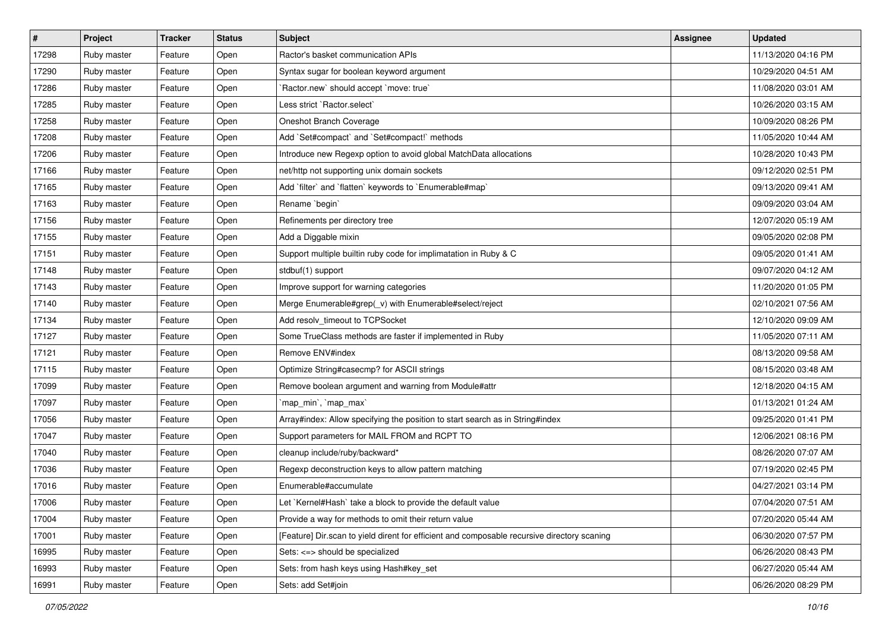| # | Project | Tracker | Status | Subject | Assignee | Updated |
|---|---|---|---|---|---|---|
| 17298 | Ruby master | Feature | Open | Ractor's basket communication APIs | | 11/13/2020 04:16 PM |
| 17290 | Ruby master | Feature | Open | Syntax sugar for boolean keyword argument | | 10/29/2020 04:51 AM |
| 17286 | Ruby master | Feature | Open | `Ractor.new` should accept `move: true` | | 11/08/2020 03:01 AM |
| 17285 | Ruby master | Feature | Open | Less strict `Ractor.select` | | 10/26/2020 03:15 AM |
| 17258 | Ruby master | Feature | Open | Oneshot Branch Coverage | | 10/09/2020 08:26 PM |
| 17208 | Ruby master | Feature | Open | Add `Set#compact` and `Set#compact!` methods | | 11/05/2020 10:44 AM |
| 17206 | Ruby master | Feature | Open | Introduce new Regexp option to avoid global MatchData allocations | | 10/28/2020 10:43 PM |
| 17166 | Ruby master | Feature | Open | net/http not supporting unix domain sockets | | 09/12/2020 02:51 PM |
| 17165 | Ruby master | Feature | Open | Add `filter` and `flatten` keywords to `Enumerable#map` | | 09/13/2020 09:41 AM |
| 17163 | Ruby master | Feature | Open | Rename `begin` | | 09/09/2020 03:04 AM |
| 17156 | Ruby master | Feature | Open | Refinements per directory tree | | 12/07/2020 05:19 AM |
| 17155 | Ruby master | Feature | Open | Add a Diggable mixin | | 09/05/2020 02:08 PM |
| 17151 | Ruby master | Feature | Open | Support multiple builtin ruby code for implimatation in Ruby & C | | 09/05/2020 01:41 AM |
| 17148 | Ruby master | Feature | Open | stdbuf(1) support | | 09/07/2020 04:12 AM |
| 17143 | Ruby master | Feature | Open | Improve support for warning categories | | 11/20/2020 01:05 PM |
| 17140 | Ruby master | Feature | Open | Merge Enumerable#grep(_v) with Enumerable#select/reject | | 02/10/2021 07:56 AM |
| 17134 | Ruby master | Feature | Open | Add resolv_timeout to TCPSocket | | 12/10/2020 09:09 AM |
| 17127 | Ruby master | Feature | Open | Some TrueClass methods are faster if implemented in Ruby | | 11/05/2020 07:11 AM |
| 17121 | Ruby master | Feature | Open | Remove ENV#index | | 08/13/2020 09:58 AM |
| 17115 | Ruby master | Feature | Open | Optimize String#casecmp? for ASCII strings | | 08/15/2020 03:48 AM |
| 17099 | Ruby master | Feature | Open | Remove boolean argument and warning from Module#attr | | 12/18/2020 04:15 AM |
| 17097 | Ruby master | Feature | Open | `map_min`, `map_max` | | 01/13/2021 01:24 AM |
| 17056 | Ruby master | Feature | Open | Array#index: Allow specifying the position to start search as in String#index | | 09/25/2020 01:41 PM |
| 17047 | Ruby master | Feature | Open | Support parameters for MAIL FROM and RCPT TO | | 12/06/2021 08:16 PM |
| 17040 | Ruby master | Feature | Open | cleanup include/ruby/backward* | | 08/26/2020 07:07 AM |
| 17036 | Ruby master | Feature | Open | Regexp deconstruction keys to allow pattern matching | | 07/19/2020 02:45 PM |
| 17016 | Ruby master | Feature | Open | Enumerable#accumulate | | 04/27/2021 03:14 PM |
| 17006 | Ruby master | Feature | Open | Let `Kernel#Hash` take a block to provide the default value | | 07/04/2020 07:51 AM |
| 17004 | Ruby master | Feature | Open | Provide a way for methods to omit their return value | | 07/20/2020 05:44 AM |
| 17001 | Ruby master | Feature | Open | [Feature] Dir.scan to yield dirent for efficient and composable recursive directory scaning | | 06/30/2020 07:57 PM |
| 16995 | Ruby master | Feature | Open | Sets: <=> should be specialized | | 06/26/2020 08:43 PM |
| 16993 | Ruby master | Feature | Open | Sets: from hash keys using Hash#key_set | | 06/27/2020 05:44 AM |
| 16991 | Ruby master | Feature | Open | Sets: add Set#join | | 06/26/2020 08:29 PM |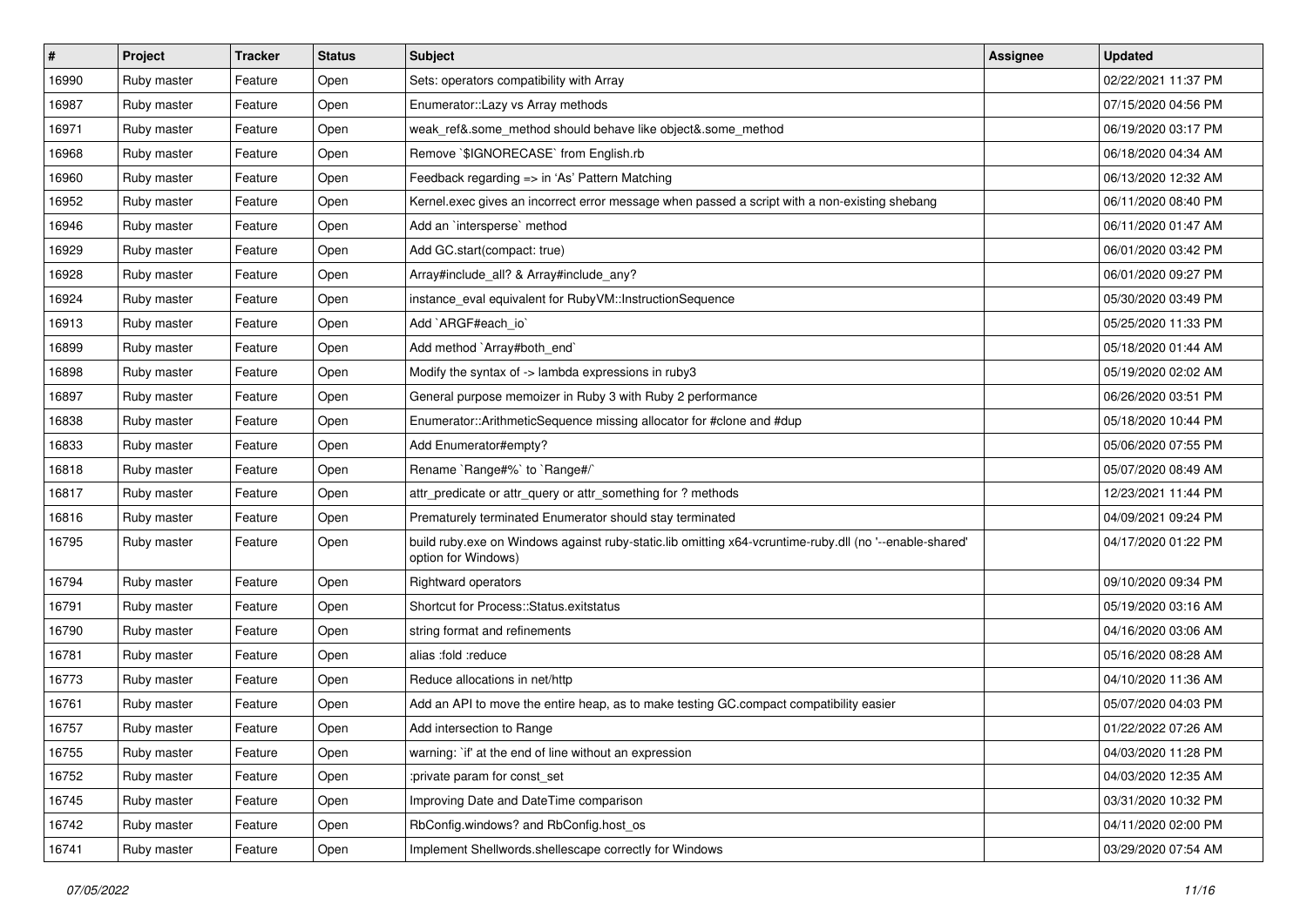| # | Project | Tracker | Status | Subject | Assignee | Updated |
|---|---|---|---|---|---|---|
| 16990 | Ruby master | Feature | Open | Sets: operators compatibility with Array | | 02/22/2021 11:37 PM |
| 16987 | Ruby master | Feature | Open | Enumerator::Lazy vs Array methods | | 07/15/2020 04:56 PM |
| 16971 | Ruby master | Feature | Open | weak_ref&.some_method should behave like object&.some_method | | 06/19/2020 03:17 PM |
| 16968 | Ruby master | Feature | Open | Remove `$IGNORECASE` from English.rb | | 06/18/2020 04:34 AM |
| 16960 | Ruby master | Feature | Open | Feedback regarding => in 'As' Pattern Matching | | 06/13/2020 12:32 AM |
| 16952 | Ruby master | Feature | Open | Kernel.exec gives an incorrect error message when passed a script with a non-existing shebang | | 06/11/2020 08:40 PM |
| 16946 | Ruby master | Feature | Open | Add an `intersperse` method | | 06/11/2020 01:47 AM |
| 16929 | Ruby master | Feature | Open | Add GC.start(compact: true) | | 06/01/2020 03:42 PM |
| 16928 | Ruby master | Feature | Open | Array#include_all? & Array#include_any? | | 06/01/2020 09:27 PM |
| 16924 | Ruby master | Feature | Open | instance_eval equivalent for RubyVM::InstructionSequence | | 05/30/2020 03:49 PM |
| 16913 | Ruby master | Feature | Open | Add `ARGF#each_io` | | 05/25/2020 11:33 PM |
| 16899 | Ruby master | Feature | Open | Add method `Array#both_end` | | 05/18/2020 01:44 AM |
| 16898 | Ruby master | Feature | Open | Modify the syntax of -> lambda expressions in ruby3 | | 05/19/2020 02:02 AM |
| 16897 | Ruby master | Feature | Open | General purpose memoizer in Ruby 3 with Ruby 2 performance | | 06/26/2020 03:51 PM |
| 16838 | Ruby master | Feature | Open | Enumerator::ArithmeticSequence missing allocator for #clone and #dup | | 05/18/2020 10:44 PM |
| 16833 | Ruby master | Feature | Open | Add Enumerator#empty? | | 05/06/2020 07:55 PM |
| 16818 | Ruby master | Feature | Open | Rename `Range#%` to `Range#/` | | 05/07/2020 08:49 AM |
| 16817 | Ruby master | Feature | Open | attr_predicate or attr_query or attr_something for ? methods | | 12/23/2021 11:44 PM |
| 16816 | Ruby master | Feature | Open | Prematurely terminated Enumerator should stay terminated | | 04/09/2021 09:24 PM |
| 16795 | Ruby master | Feature | Open | build ruby.exe on Windows against ruby-static.lib omitting x64-vcruntime-ruby.dll (no '--enable-shared' option for Windows) | | 04/17/2020 01:22 PM |
| 16794 | Ruby master | Feature | Open | Rightward operators | | 09/10/2020 09:34 PM |
| 16791 | Ruby master | Feature | Open | Shortcut for Process::Status.exitstatus | | 05/19/2020 03:16 AM |
| 16790 | Ruby master | Feature | Open | string format and refinements | | 04/16/2020 03:06 AM |
| 16781 | Ruby master | Feature | Open | alias :fold :reduce | | 05/16/2020 08:28 AM |
| 16773 | Ruby master | Feature | Open | Reduce allocations in net/http | | 04/10/2020 11:36 AM |
| 16761 | Ruby master | Feature | Open | Add an API to move the entire heap, as to make testing GC.compact compatibility easier | | 05/07/2020 04:03 PM |
| 16757 | Ruby master | Feature | Open | Add intersection to Range | | 01/22/2022 07:26 AM |
| 16755 | Ruby master | Feature | Open | warning: `if' at the end of line without an expression | | 04/03/2020 11:28 PM |
| 16752 | Ruby master | Feature | Open | :private param for const_set | | 04/03/2020 12:35 AM |
| 16745 | Ruby master | Feature | Open | Improving Date and DateTime comparison | | 03/31/2020 10:32 PM |
| 16742 | Ruby master | Feature | Open | RbConfig.windows? and RbConfig.host_os | | 04/11/2020 02:00 PM |
| 16741 | Ruby master | Feature | Open | Implement Shellwords.shellescape correctly for Windows | | 03/29/2020 07:54 AM |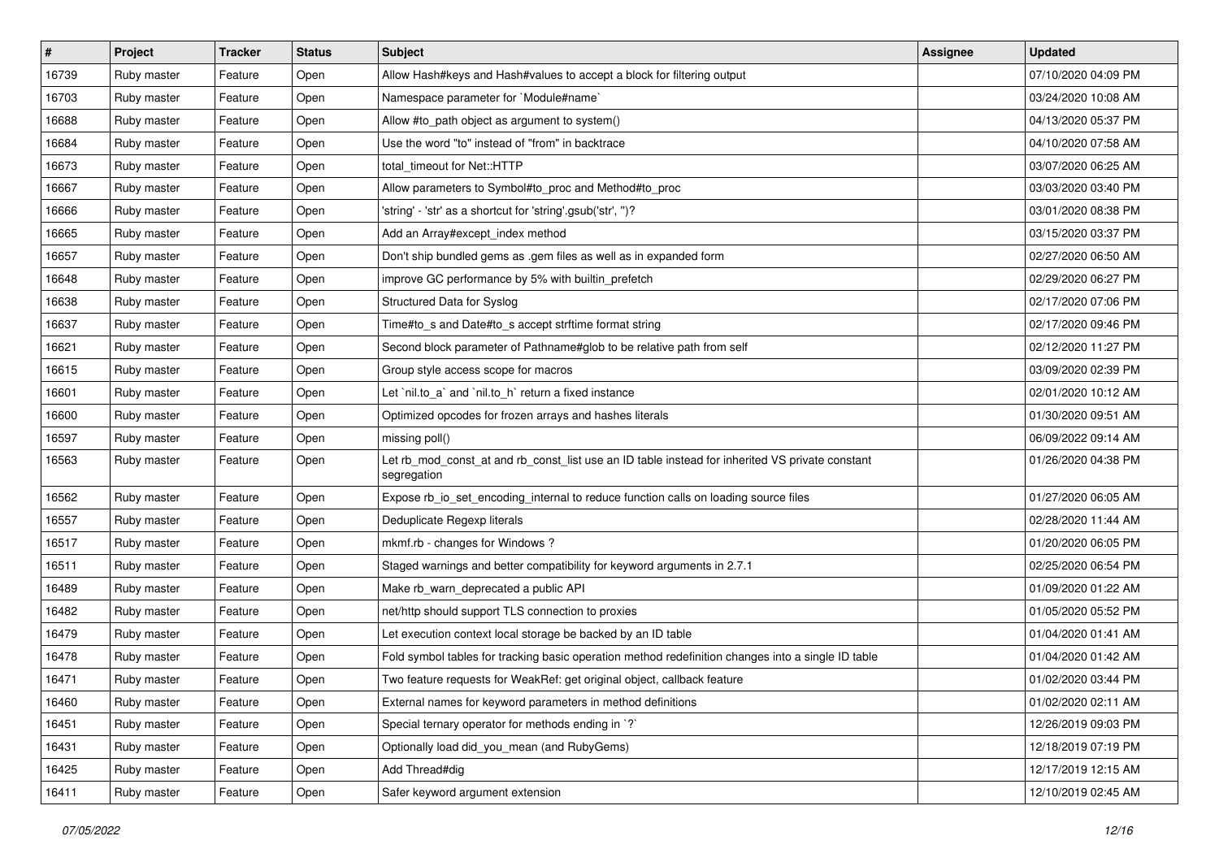| # | Project | Tracker | Status | Subject | Assignee | Updated |
|---|---|---|---|---|---|---|
| 16739 | Ruby master | Feature | Open | Allow Hash#keys and Hash#values to accept a block for filtering output | | 07/10/2020 04:09 PM |
| 16703 | Ruby master | Feature | Open | Namespace parameter for `Module#name` | | 03/24/2020 10:08 AM |
| 16688 | Ruby master | Feature | Open | Allow #to_path object as argument to system() | | 04/13/2020 05:37 PM |
| 16684 | Ruby master | Feature | Open | Use the word "to" instead of "from" in backtrace | | 04/10/2020 07:58 AM |
| 16673 | Ruby master | Feature | Open | total_timeout for Net::HTTP | | 03/07/2020 06:25 AM |
| 16667 | Ruby master | Feature | Open | Allow parameters to Symbol#to_proc and Method#to_proc | | 03/03/2020 03:40 PM |
| 16666 | Ruby master | Feature | Open | 'string' - 'str' as a shortcut for 'string'.gsub('str', '')? | | 03/01/2020 08:38 PM |
| 16665 | Ruby master | Feature | Open | Add an Array#except_index method | | 03/15/2020 03:37 PM |
| 16657 | Ruby master | Feature | Open | Don't ship bundled gems as .gem files as well as in expanded form | | 02/27/2020 06:50 AM |
| 16648 | Ruby master | Feature | Open | improve GC performance by 5% with builtin_prefetch | | 02/29/2020 06:27 PM |
| 16638 | Ruby master | Feature | Open | Structured Data for Syslog | | 02/17/2020 07:06 PM |
| 16637 | Ruby master | Feature | Open | Time#to_s and Date#to_s accept strftime format string | | 02/17/2020 09:46 PM |
| 16621 | Ruby master | Feature | Open | Second block parameter of Pathname#glob to be relative path from self | | 02/12/2020 11:27 PM |
| 16615 | Ruby master | Feature | Open | Group style access scope for macros | | 03/09/2020 02:39 PM |
| 16601 | Ruby master | Feature | Open | Let `nil.to_a` and `nil.to_h` return a fixed instance | | 02/01/2020 10:12 AM |
| 16600 | Ruby master | Feature | Open | Optimized opcodes for frozen arrays and hashes literals | | 01/30/2020 09:51 AM |
| 16597 | Ruby master | Feature | Open | missing poll() | | 06/09/2022 09:14 AM |
| 16563 | Ruby master | Feature | Open | Let rb_mod_const_at and rb_const_list use an ID table instead for inherited VS private constant segregation | | 01/26/2020 04:38 PM |
| 16562 | Ruby master | Feature | Open | Expose rb_io_set_encoding_internal to reduce function calls on loading source files | | 01/27/2020 06:05 AM |
| 16557 | Ruby master | Feature | Open | Deduplicate Regexp literals | | 02/28/2020 11:44 AM |
| 16517 | Ruby master | Feature | Open | mkmf.rb - changes for Windows ? | | 01/20/2020 06:05 PM |
| 16511 | Ruby master | Feature | Open | Staged warnings and better compatibility for keyword arguments in 2.7.1 | | 02/25/2020 06:54 PM |
| 16489 | Ruby master | Feature | Open | Make rb_warn_deprecated a public API | | 01/09/2020 01:22 AM |
| 16482 | Ruby master | Feature | Open | net/http should support TLS connection to proxies | | 01/05/2020 05:52 PM |
| 16479 | Ruby master | Feature | Open | Let execution context local storage be backed by an ID table | | 01/04/2020 01:41 AM |
| 16478 | Ruby master | Feature | Open | Fold symbol tables for tracking basic operation method redefinition changes into a single ID table | | 01/04/2020 01:42 AM |
| 16471 | Ruby master | Feature | Open | Two feature requests for WeakRef: get original object, callback feature | | 01/02/2020 03:44 PM |
| 16460 | Ruby master | Feature | Open | External names for keyword parameters in method definitions | | 01/02/2020 02:11 AM |
| 16451 | Ruby master | Feature | Open | Special ternary operator for methods ending in `?` | | 12/26/2019 09:03 PM |
| 16431 | Ruby master | Feature | Open | Optionally load did_you_mean (and RubyGems) | | 12/18/2019 07:19 PM |
| 16425 | Ruby master | Feature | Open | Add Thread#dig | | 12/17/2019 12:15 AM |
| 16411 | Ruby master | Feature | Open | Safer keyword argument extension | | 12/10/2019 02:45 AM |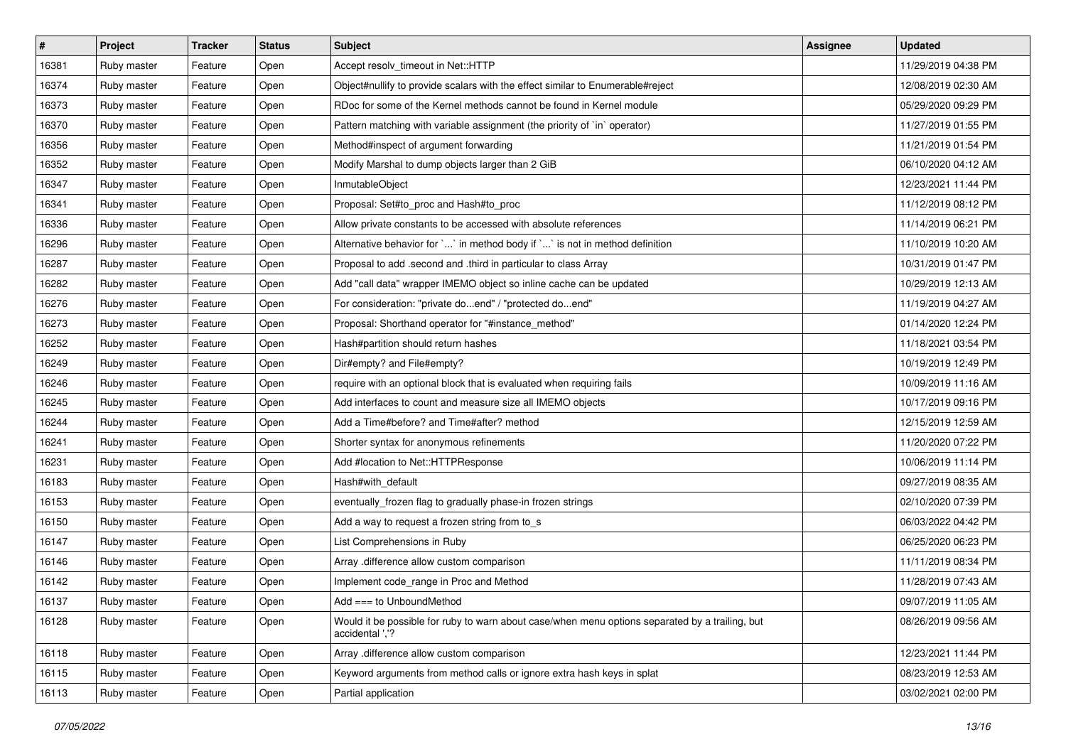| # | Project | Tracker | Status | Subject | Assignee | Updated |
|---|---|---|---|---|---|---|
| 16381 | Ruby master | Feature | Open | Accept resolv_timeout in Net::HTTP | | 11/29/2019 04:38 PM |
| 16374 | Ruby master | Feature | Open | Object#nullify to provide scalars with the effect similar to Enumerable#reject | | 12/08/2019 02:30 AM |
| 16373 | Ruby master | Feature | Open | RDoc for some of the Kernel methods cannot be found in Kernel module | | 05/29/2020 09:29 PM |
| 16370 | Ruby master | Feature | Open | Pattern matching with variable assignment (the priority of `in` operator) | | 11/27/2019 01:55 PM |
| 16356 | Ruby master | Feature | Open | Method#inspect of argument forwarding | | 11/21/2019 01:54 PM |
| 16352 | Ruby master | Feature | Open | Modify Marshal to dump objects larger than 2 GiB | | 06/10/2020 04:12 AM |
| 16347 | Ruby master | Feature | Open | InmutableObject | | 12/23/2021 11:44 PM |
| 16341 | Ruby master | Feature | Open | Proposal: Set#to_proc and Hash#to_proc | | 11/12/2019 08:12 PM |
| 16336 | Ruby master | Feature | Open | Allow private constants to be accessed with absolute references | | 11/14/2019 06:21 PM |
| 16296 | Ruby master | Feature | Open | Alternative behavior for `...` in method body if `...` is not in method definition | | 11/10/2019 10:20 AM |
| 16287 | Ruby master | Feature | Open | Proposal to add .second and .third in particular to class Array | | 10/31/2019 01:47 PM |
| 16282 | Ruby master | Feature | Open | Add "call data" wrapper IMEMO object so inline cache can be updated | | 10/29/2019 12:13 AM |
| 16276 | Ruby master | Feature | Open | For consideration: "private do...end" / "protected do...end" | | 11/19/2019 04:27 AM |
| 16273 | Ruby master | Feature | Open | Proposal: Shorthand operator for "#instance_method" | | 01/14/2020 12:24 PM |
| 16252 | Ruby master | Feature | Open | Hash#partition should return hashes | | 11/18/2021 03:54 PM |
| 16249 | Ruby master | Feature | Open | Dir#empty? and File#empty? | | 10/19/2019 12:49 PM |
| 16246 | Ruby master | Feature | Open | require with an optional block that is evaluated when requiring fails | | 10/09/2019 11:16 AM |
| 16245 | Ruby master | Feature | Open | Add interfaces to count and measure size all IMEMO objects | | 10/17/2019 09:16 PM |
| 16244 | Ruby master | Feature | Open | Add a Time#before? and Time#after? method | | 12/15/2019 12:59 AM |
| 16241 | Ruby master | Feature | Open | Shorter syntax for anonymous refinements | | 11/20/2020 07:22 PM |
| 16231 | Ruby master | Feature | Open | Add #location to Net::HTTPResponse | | 10/06/2019 11:14 PM |
| 16183 | Ruby master | Feature | Open | Hash#with_default | | 09/27/2019 08:35 AM |
| 16153 | Ruby master | Feature | Open | eventually_frozen flag to gradually phase-in frozen strings | | 02/10/2020 07:39 PM |
| 16150 | Ruby master | Feature | Open | Add a way to request a frozen string from to_s | | 06/03/2022 04:42 PM |
| 16147 | Ruby master | Feature | Open | List Comprehensions in Ruby | | 06/25/2020 06:23 PM |
| 16146 | Ruby master | Feature | Open | Array .difference allow custom comparison | | 11/11/2019 08:34 PM |
| 16142 | Ruby master | Feature | Open | Implement code_range in Proc and Method | | 11/28/2019 07:43 AM |
| 16137 | Ruby master | Feature | Open | Add === to UnboundMethod | | 09/07/2019 11:05 AM |
| 16128 | Ruby master | Feature | Open | Would it be possible for ruby to warn about case/when menu options separated by a trailing, but accidental ','? | | 08/26/2019 09:56 AM |
| 16118 | Ruby master | Feature | Open | Array .difference allow custom comparison | | 12/23/2021 11:44 PM |
| 16115 | Ruby master | Feature | Open | Keyword arguments from method calls or ignore extra hash keys in splat | | 08/23/2019 12:53 AM |
| 16113 | Ruby master | Feature | Open | Partial application | | 03/02/2021 02:00 PM |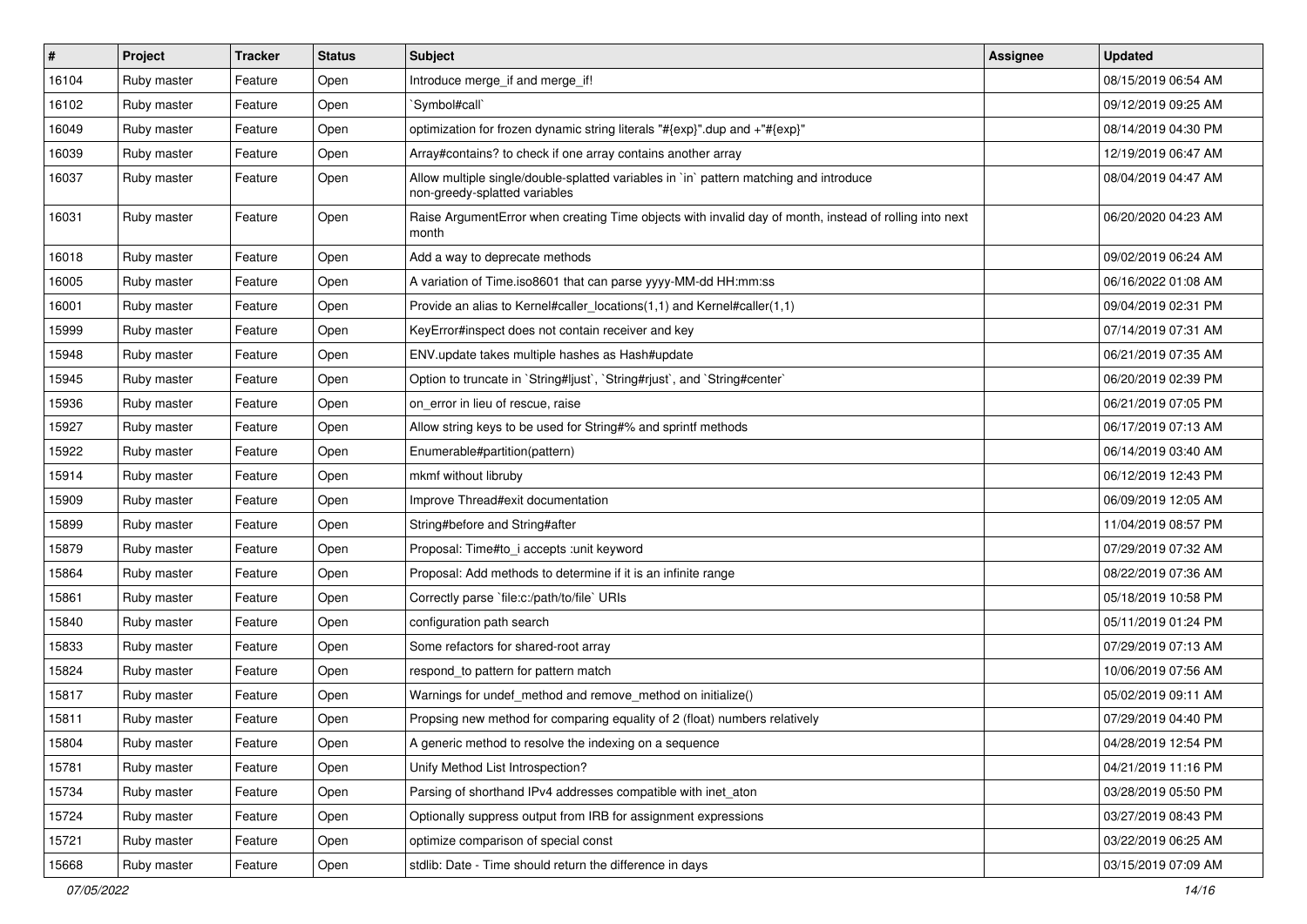| # | Project | Tracker | Status | Subject | Assignee | Updated |
|---|---|---|---|---|---|---|
| 16104 | Ruby master | Feature | Open | Introduce merge_if and merge_if! | | 08/15/2019 06:54 AM |
| 16102 | Ruby master | Feature | Open | `Symbol#call` | | 09/12/2019 09:25 AM |
| 16049 | Ruby master | Feature | Open | optimization for frozen dynamic string literals "#{exp}".dup and +"#{exp}" | | 08/14/2019 04:30 PM |
| 16039 | Ruby master | Feature | Open | Array#contains? to check if one array contains another array | | 12/19/2019 06:47 AM |
| 16037 | Ruby master | Feature | Open | Allow multiple single/double-splatted variables in `in` pattern matching and introduce non-greedy-splatted variables | | 08/04/2019 04:47 AM |
| 16031 | Ruby master | Feature | Open | Raise ArgumentError when creating Time objects with invalid day of month, instead of rolling into next month | | 06/20/2020 04:23 AM |
| 16018 | Ruby master | Feature | Open | Add a way to deprecate methods | | 09/02/2019 06:24 AM |
| 16005 | Ruby master | Feature | Open | A variation of Time.iso8601 that can parse yyyy-MM-dd HH:mm:ss | | 06/16/2022 01:08 AM |
| 16001 | Ruby master | Feature | Open | Provide an alias to Kernel#caller_locations(1,1) and Kernel#caller(1,1) | | 09/04/2019 02:31 PM |
| 15999 | Ruby master | Feature | Open | KeyError#inspect does not contain receiver and key | | 07/14/2019 07:31 AM |
| 15948 | Ruby master | Feature | Open | ENV.update takes multiple hashes as Hash#update | | 06/21/2019 07:35 AM |
| 15945 | Ruby master | Feature | Open | Option to truncate in `String#ljust`, `String#rjust`, and `String#center` | | 06/20/2019 02:39 PM |
| 15936 | Ruby master | Feature | Open | on_error in lieu of rescue, raise | | 06/21/2019 07:05 PM |
| 15927 | Ruby master | Feature | Open | Allow string keys to be used for String#% and sprintf methods | | 06/17/2019 07:13 AM |
| 15922 | Ruby master | Feature | Open | Enumerable#partition(pattern) | | 06/14/2019 03:40 AM |
| 15914 | Ruby master | Feature | Open | mkmf without libruby | | 06/12/2019 12:43 PM |
| 15909 | Ruby master | Feature | Open | Improve Thread#exit documentation | | 06/09/2019 12:05 AM |
| 15899 | Ruby master | Feature | Open | String#before and String#after | | 11/04/2019 08:57 PM |
| 15879 | Ruby master | Feature | Open | Proposal: Time#to_i accepts :unit keyword | | 07/29/2019 07:32 AM |
| 15864 | Ruby master | Feature | Open | Proposal: Add methods to determine if it is an infinite range | | 08/22/2019 07:36 AM |
| 15861 | Ruby master | Feature | Open | Correctly parse `file:c:/path/to/file` URIs | | 05/18/2019 10:58 PM |
| 15840 | Ruby master | Feature | Open | configuration path search | | 05/11/2019 01:24 PM |
| 15833 | Ruby master | Feature | Open | Some refactors for shared-root array | | 07/29/2019 07:13 AM |
| 15824 | Ruby master | Feature | Open | respond_to pattern for pattern match | | 10/06/2019 07:56 AM |
| 15817 | Ruby master | Feature | Open | Warnings for undef_method and remove_method on initialize() | | 05/02/2019 09:11 AM |
| 15811 | Ruby master | Feature | Open | Propsing new method for comparing equality of 2 (float) numbers relatively | | 07/29/2019 04:40 PM |
| 15804 | Ruby master | Feature | Open | A generic method to resolve the indexing on a sequence | | 04/28/2019 12:54 PM |
| 15781 | Ruby master | Feature | Open | Unify Method List Introspection? | | 04/21/2019 11:16 PM |
| 15734 | Ruby master | Feature | Open | Parsing of shorthand IPv4 addresses compatible with inet_aton | | 03/28/2019 05:50 PM |
| 15724 | Ruby master | Feature | Open | Optionally suppress output from IRB for assignment expressions | | 03/27/2019 08:43 PM |
| 15721 | Ruby master | Feature | Open | optimize comparison of special const | | 03/22/2019 06:25 AM |
| 15668 | Ruby master | Feature | Open | stdlib: Date - Time should return the difference in days | | 03/15/2019 07:09 AM |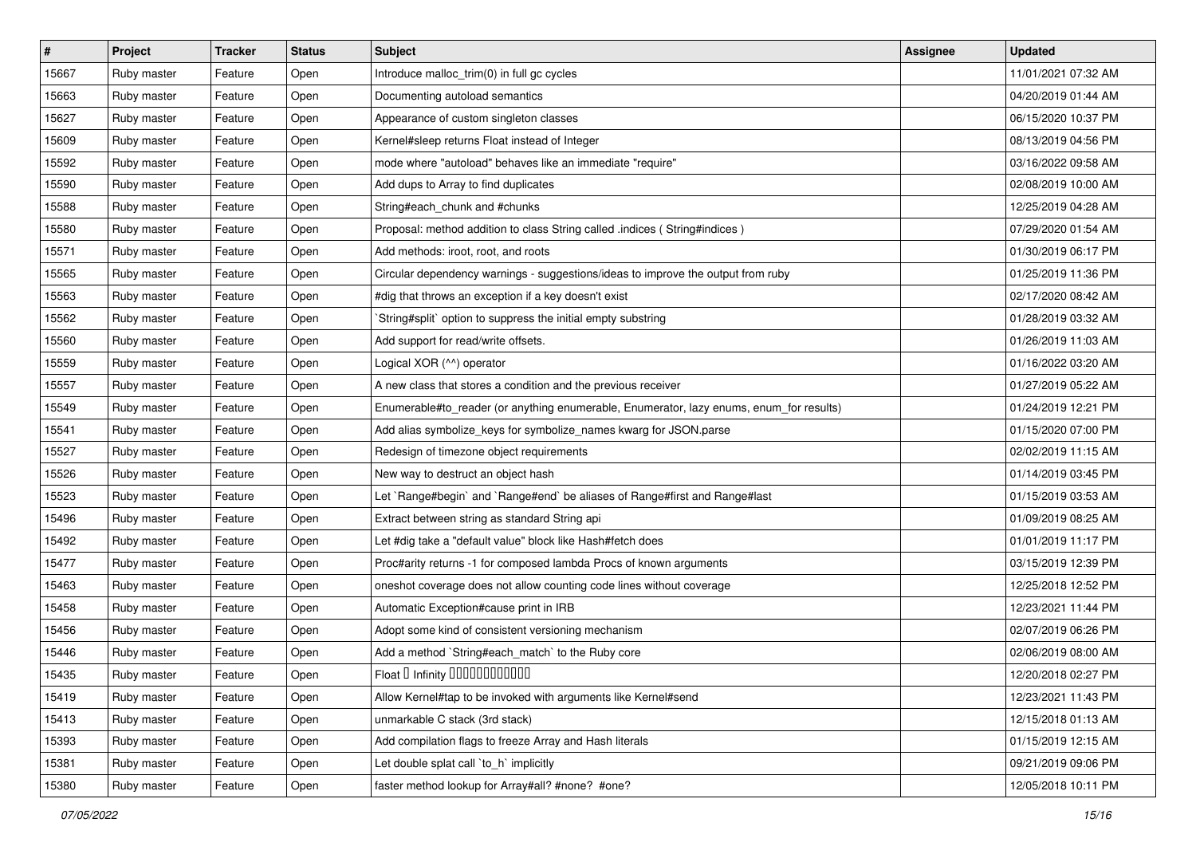| # | Project | Tracker | Status | Subject | Assignee | Updated |
|---|---|---|---|---|---|---|
| 15667 | Ruby master | Feature | Open | Introduce malloc_trim(0) in full gc cycles | | 11/01/2021 07:32 AM |
| 15663 | Ruby master | Feature | Open | Documenting autoload semantics | | 04/20/2019 01:44 AM |
| 15627 | Ruby master | Feature | Open | Appearance of custom singleton classes | | 06/15/2020 10:37 PM |
| 15609 | Ruby master | Feature | Open | Kernel#sleep returns Float instead of Integer | | 08/13/2019 04:56 PM |
| 15592 | Ruby master | Feature | Open | mode where "autoload" behaves like an immediate "require" | | 03/16/2022 09:58 AM |
| 15590 | Ruby master | Feature | Open | Add dups to Array to find duplicates | | 02/08/2019 10:00 AM |
| 15588 | Ruby master | Feature | Open | String#each_chunk and #chunks | | 12/25/2019 04:28 AM |
| 15580 | Ruby master | Feature | Open | Proposal: method addition to class String called .indices ( String#indices ) | | 07/29/2020 01:54 AM |
| 15571 | Ruby master | Feature | Open | Add methods: iroot, root, and roots | | 01/30/2019 06:17 PM |
| 15565 | Ruby master | Feature | Open | Circular dependency warnings - suggestions/ideas to improve the output from ruby | | 01/25/2019 11:36 PM |
| 15563 | Ruby master | Feature | Open | #dig that throws an exception if a key doesn't exist | | 02/17/2020 08:42 AM |
| 15562 | Ruby master | Feature | Open | `String#split` option to suppress the initial empty substring | | 01/28/2019 03:32 AM |
| 15560 | Ruby master | Feature | Open | Add support for read/write offsets. | | 01/26/2019 11:03 AM |
| 15559 | Ruby master | Feature | Open | Logical XOR (^^) operator | | 01/16/2022 03:20 AM |
| 15557 | Ruby master | Feature | Open | A new class that stores a condition and the previous receiver | | 01/27/2019 05:22 AM |
| 15549 | Ruby master | Feature | Open | Enumerable#to_reader (or anything enumerable, Enumerator, lazy enums, enum_for results) | | 01/24/2019 12:21 PM |
| 15541 | Ruby master | Feature | Open | Add alias symbolize_keys for symbolize_names kwarg for JSON.parse | | 01/15/2020 07:00 PM |
| 15527 | Ruby master | Feature | Open | Redesign of timezone object requirements | | 02/02/2019 11:15 AM |
| 15526 | Ruby master | Feature | Open | New way to destruct an object hash | | 01/14/2019 03:45 PM |
| 15523 | Ruby master | Feature | Open | Let `Range#begin` and `Range#end` be aliases of Range#first and Range#last | | 01/15/2019 03:53 AM |
| 15496 | Ruby master | Feature | Open | Extract between string as standard String api | | 01/09/2019 08:25 AM |
| 15492 | Ruby master | Feature | Open | Let #dig take a "default value" block like Hash#fetch does | | 01/01/2019 11:17 PM |
| 15477 | Ruby master | Feature | Open | Proc#arity returns -1 for composed lambda Procs of known arguments | | 03/15/2019 12:39 PM |
| 15463 | Ruby master | Feature | Open | oneshot coverage does not allow counting code lines without coverage | | 12/25/2018 12:52 PM |
| 15458 | Ruby master | Feature | Open | Automatic Exception#cause print in IRB | | 12/23/2021 11:44 PM |
| 15456 | Ruby master | Feature | Open | Adopt some kind of consistent versioning mechanism | | 02/07/2019 06:26 PM |
| 15446 | Ruby master | Feature | Open | Add a method `String#each_match` to the Ruby core | | 02/06/2019 08:00 AM |
| 15435 | Ruby master | Feature | Open | Float � Infinity ������������ | | 12/20/2018 02:27 PM |
| 15419 | Ruby master | Feature | Open | Allow Kernel#tap to be invoked with arguments like Kernel#send | | 12/23/2021 11:43 PM |
| 15413 | Ruby master | Feature | Open | unmarkable C stack (3rd stack) | | 12/15/2018 01:13 AM |
| 15393 | Ruby master | Feature | Open | Add compilation flags to freeze Array and Hash literals | | 01/15/2019 12:15 AM |
| 15381 | Ruby master | Feature | Open | Let double splat call `to_h` implicitly | | 09/21/2019 09:06 PM |
| 15380 | Ruby master | Feature | Open | faster method lookup for Array#all? #none? #one? | | 12/05/2018 10:11 PM |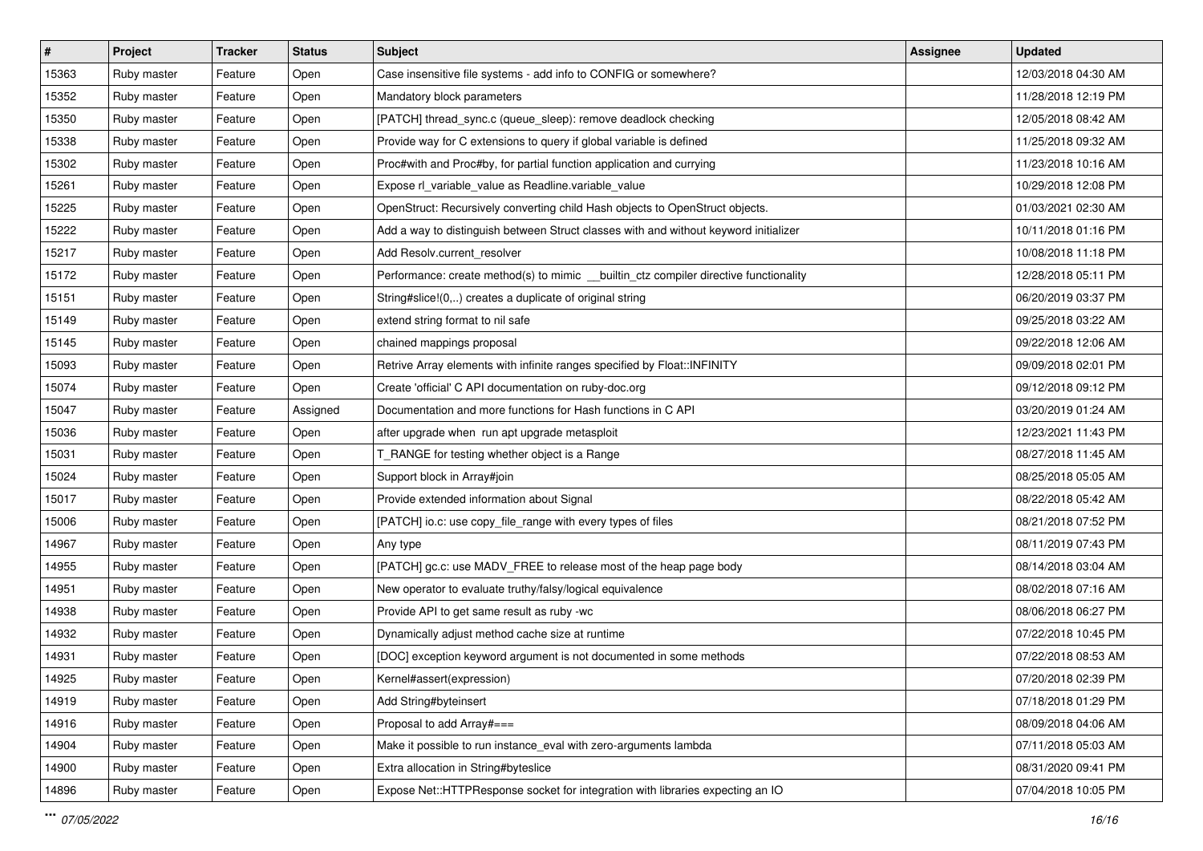| # | Project | Tracker | Status | Subject | Assignee | Updated |
|---|---|---|---|---|---|---|
| 15363 | Ruby master | Feature | Open | Case insensitive file systems - add info to CONFIG or somewhere? | | 12/03/2018 04:30 AM |
| 15352 | Ruby master | Feature | Open | Mandatory block parameters | | 11/28/2018 12:19 PM |
| 15350 | Ruby master | Feature | Open | [PATCH] thread_sync.c (queue_sleep): remove deadlock checking | | 12/05/2018 08:42 AM |
| 15338 | Ruby master | Feature | Open | Provide way for C extensions to query if global variable is defined | | 11/25/2018 09:32 AM |
| 15302 | Ruby master | Feature | Open | Proc#with and Proc#by, for partial function application and currying | | 11/23/2018 10:16 AM |
| 15261 | Ruby master | Feature | Open | Expose rl_variable_value as Readline.variable_value | | 10/29/2018 12:08 PM |
| 15225 | Ruby master | Feature | Open | OpenStruct: Recursively converting child Hash objects to OpenStruct objects. | | 01/03/2021 02:30 AM |
| 15222 | Ruby master | Feature | Open | Add a way to distinguish between Struct classes with and without keyword initializer | | 10/11/2018 01:16 PM |
| 15217 | Ruby master | Feature | Open | Add Resolv.current_resolver | | 10/08/2018 11:18 PM |
| 15172 | Ruby master | Feature | Open | Performance: create method(s) to mimic __builtin_ctz compiler directive functionality | | 12/28/2018 05:11 PM |
| 15151 | Ruby master | Feature | Open | String#slice!(0,..) creates a duplicate of original string | | 06/20/2019 03:37 PM |
| 15149 | Ruby master | Feature | Open | extend string format to nil safe | | 09/25/2018 03:22 AM |
| 15145 | Ruby master | Feature | Open | chained mappings proposal | | 09/22/2018 12:06 AM |
| 15093 | Ruby master | Feature | Open | Retrive Array elements with infinite ranges specified by Float::INFINITY | | 09/09/2018 02:01 PM |
| 15074 | Ruby master | Feature | Open | Create 'official' C API documentation on ruby-doc.org | | 09/12/2018 09:12 PM |
| 15047 | Ruby master | Feature | Assigned | Documentation and more functions for Hash functions in C API | | 03/20/2019 01:24 AM |
| 15036 | Ruby master | Feature | Open | after upgrade when run apt upgrade metasploit | | 12/23/2021 11:43 PM |
| 15031 | Ruby master | Feature | Open | T_RANGE for testing whether object is a Range | | 08/27/2018 11:45 AM |
| 15024 | Ruby master | Feature | Open | Support block in Array#join | | 08/25/2018 05:05 AM |
| 15017 | Ruby master | Feature | Open | Provide extended information about Signal | | 08/22/2018 05:42 AM |
| 15006 | Ruby master | Feature | Open | [PATCH] io.c: use copy_file_range with every types of files | | 08/21/2018 07:52 PM |
| 14967 | Ruby master | Feature | Open | Any type | | 08/11/2019 07:43 PM |
| 14955 | Ruby master | Feature | Open | [PATCH] gc.c: use MADV_FREE to release most of the heap page body | | 08/14/2018 03:04 AM |
| 14951 | Ruby master | Feature | Open | New operator to evaluate truthy/falsy/logical equivalence | | 08/02/2018 07:16 AM |
| 14938 | Ruby master | Feature | Open | Provide API to get same result as ruby -wc | | 08/06/2018 06:27 PM |
| 14932 | Ruby master | Feature | Open | Dynamically adjust method cache size at runtime | | 07/22/2018 10:45 PM |
| 14931 | Ruby master | Feature | Open | [DOC] exception keyword argument is not documented in some methods | | 07/22/2018 08:53 AM |
| 14925 | Ruby master | Feature | Open | Kernel#assert(expression) | | 07/20/2018 02:39 PM |
| 14919 | Ruby master | Feature | Open | Add String#byteinsert | | 07/18/2018 01:29 PM |
| 14916 | Ruby master | Feature | Open | Proposal to add Array#=== | | 08/09/2018 04:06 AM |
| 14904 | Ruby master | Feature | Open | Make it possible to run instance_eval with zero-arguments lambda | | 07/11/2018 05:03 AM |
| 14900 | Ruby master | Feature | Open | Extra allocation in String#byteslice | | 08/31/2020 09:41 PM |
| 14896 | Ruby master | Feature | Open | Expose Net::HTTPResponse socket for integration with libraries expecting an IO | | 07/04/2018 10:05 PM |